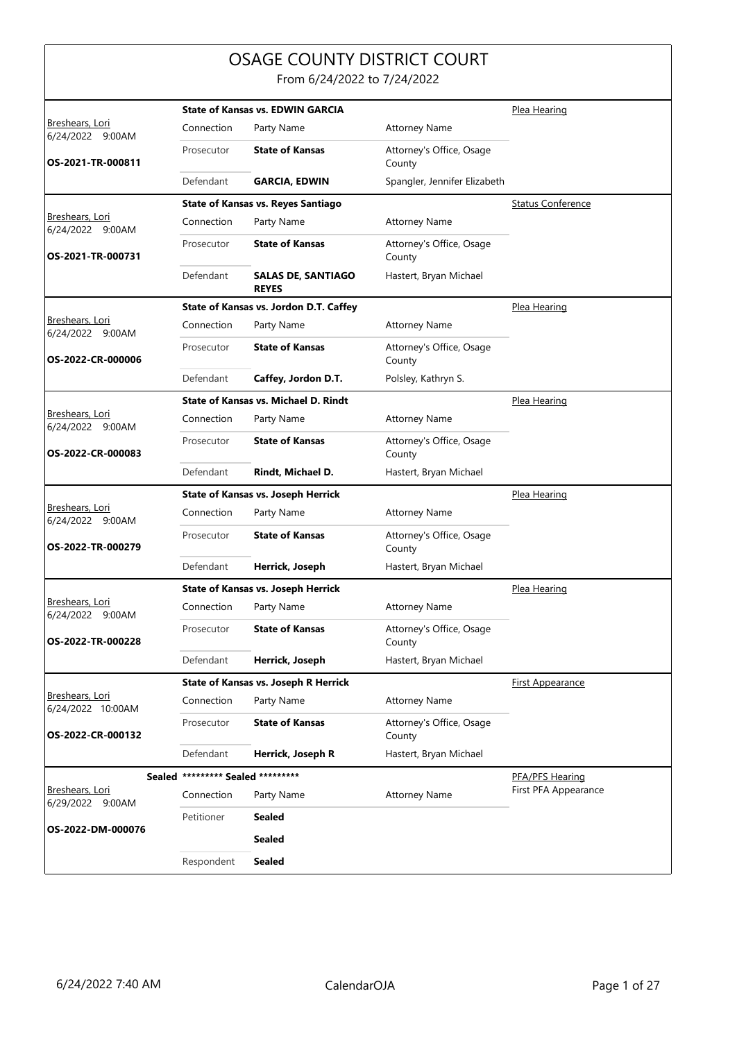# OSAGE COUNTY DISTRICT COURT

From 6/24/2022 to 7/24/2022

| Judge / Date / Case | Connection | Party Name | Attorney Name | Hearing Type |
|---|---|---|---|---|
| | | **State of Kansas vs. EDWIN GARCIA** | | Plea Hearing |
| Breshears, Lori 6/24/2022 9:00AM | Connection | Party Name | Attorney Name | |
| **OS-2021-TR-000811** | Prosecutor | **State of Kansas** | Attorney's Office, Osage County | |
| | Defendant | **GARCIA, EDWIN** | Spangler, Jennifer Elizabeth | |
| | | **State of Kansas vs. Reyes Santiago** | | Status Conference |
| Breshears, Lori 6/24/2022 9:00AM | Connection | Party Name | Attorney Name | |
| **OS-2021-TR-000731** | Prosecutor | **State of Kansas** | Attorney's Office, Osage County | |
| | Defendant | **SALAS DE, SANTIAGO REYES** | Hastert, Bryan Michael | |
| | | **State of Kansas vs. Jordon D.T. Caffey** | | Plea Hearing |
| Breshears, Lori 6/24/2022 9:00AM | Connection | Party Name | Attorney Name | |
| **OS-2022-CR-000006** | Prosecutor | **State of Kansas** | Attorney's Office, Osage County | |
| | Defendant | **Caffey, Jordon D.T.** | Polsley, Kathryn S. | |
| | | **State of Kansas vs. Michael D. Rindt** | | Plea Hearing |
| Breshears, Lori 6/24/2022 9:00AM | Connection | Party Name | Attorney Name | |
| **OS-2022-CR-000083** | Prosecutor | **State of Kansas** | Attorney's Office, Osage County | |
| | Defendant | **Rindt, Michael D.** | Hastert, Bryan Michael | |
| | | **State of Kansas vs. Joseph Herrick** | | Plea Hearing |
| Breshears, Lori 6/24/2022 9:00AM | Connection | Party Name | Attorney Name | |
| **OS-2022-TR-000279** | Prosecutor | **State of Kansas** | Attorney's Office, Osage County | |
| | Defendant | **Herrick, Joseph** | Hastert, Bryan Michael | |
| | | **State of Kansas vs. Joseph Herrick** | | Plea Hearing |
| Breshears, Lori 6/24/2022 9:00AM | Connection | Party Name | Attorney Name | |
| **OS-2022-TR-000228** | Prosecutor | **State of Kansas** | Attorney's Office, Osage County | |
| | Defendant | **Herrick, Joseph** | Hastert, Bryan Michael | |
| | | **State of Kansas vs. Joseph R Herrick** | | First Appearance |
| Breshears, Lori 6/24/2022 10:00AM | Connection | Party Name | Attorney Name | |
| **OS-2022-CR-000132** | Prosecutor | **State of Kansas** | Attorney's Office, Osage County | |
| | Defendant | **Herrick, Joseph R** | Hastert, Bryan Michael | |
| **Sealed** | | **\*\*\*\*\*\*\*\*\* Sealed \*\*\*\*\*\*\*\*\*** | | PFA/PFS Hearing First PFA Appearance |
| Breshears, Lori 6/29/2022 9:00AM | Connection | Party Name | Attorney Name | |
| **OS-2022-DM-000076** | Petitioner | **Sealed** | | |
| | | **Sealed** | | |
| | Respondent | **Sealed** | | |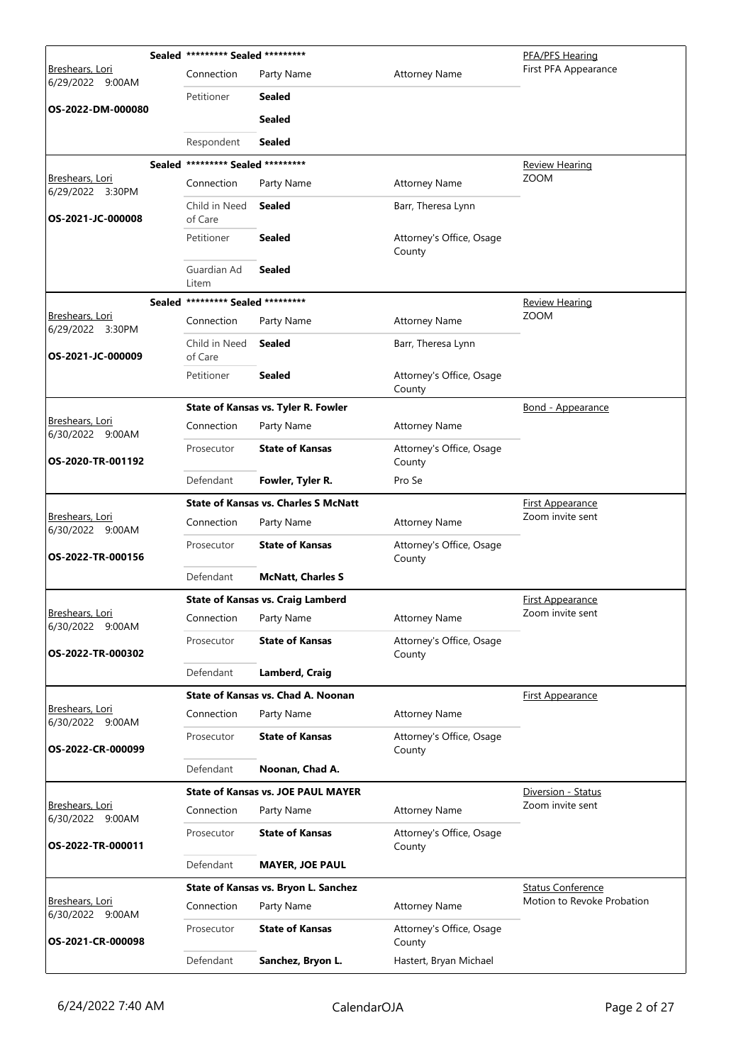| Judge / Date / Case | Case Title | Connection | Party Name | Attorney Name | Hearing Type / Notes |
|---|---|---|---|---|---|
| Breshears, Lori<br>6/29/2022 9:00AM<br>**OS-2022-DM-000080** | Sealed ********* Sealed ********* | Petitioner | **Sealed** | | PFA/PFS Hearing<br>First PFA Appearance |
| | | | **Sealed** | | |
| | | Respondent | **Sealed** | | |
| Breshears, Lori<br>6/29/2022 3:30PM<br>**OS-2021-JC-000008** | Sealed ********* Sealed ********* | Child in Need of Care | **Sealed** | Barr, Theresa Lynn | Review Hearing<br>ZOOM |
| | | Petitioner | **Sealed** | Attorney's Office, Osage County | |
| | | Guardian Ad Litem | **Sealed** | | |
| Breshears, Lori<br>6/29/2022 3:30PM<br>**OS-2021-JC-000009** | Sealed ********* Sealed ********* | Child in Need of Care | **Sealed** | Barr, Theresa Lynn | Review Hearing<br>ZOOM |
| | | Petitioner | **Sealed** | Attorney's Office, Osage County | |
| Breshears, Lori<br>6/30/2022 9:00AM<br>**OS-2020-TR-001192** | **State of Kansas vs. Tyler R. Fowler** | Prosecutor | **State of Kansas** | Attorney's Office, Osage County | Bond - Appearance |
| | | Defendant | **Fowler, Tyler R.** | Pro Se | |
| Breshears, Lori<br>6/30/2022 9:00AM<br>**OS-2022-TR-000156** | **State of Kansas vs. Charles S McNatt** | Prosecutor | **State of Kansas** | Attorney's Office, Osage County | First Appearance<br>Zoom invite sent |
| | | Defendant | **McNatt, Charles S** | | |
| Breshears, Lori<br>6/30/2022 9:00AM<br>**OS-2022-TR-000302** | **State of Kansas vs. Craig Lamberd** | Prosecutor | **State of Kansas** | Attorney's Office, Osage County | First Appearance<br>Zoom invite sent |
| | | Defendant | **Lamberd, Craig** | | |
| Breshears, Lori<br>6/30/2022 9:00AM<br>**OS-2022-CR-000099** | **State of Kansas vs. Chad A. Noonan** | Prosecutor | **State of Kansas** | Attorney's Office, Osage County | First Appearance |
| | | Defendant | **Noonan, Chad A.** | | |
| Breshears, Lori<br>6/30/2022 9:00AM<br>**OS-2022-TR-000011** | **State of Kansas vs. JOE PAUL MAYER** | Prosecutor | **State of Kansas** | Attorney's Office, Osage County | Diversion - Status<br>Zoom invite sent |
| | | Defendant | **MAYER, JOE PAUL** | | |
| Breshears, Lori<br>6/30/2022 9:00AM<br>**OS-2021-CR-000098** | **State of Kansas vs. Bryon L. Sanchez** | Prosecutor | **State of Kansas** | Attorney's Office, Osage County | Status Conference<br>Motion to Revoke Probation |
| | | Defendant | **Sanchez, Bryon L.** | Hastert, Bryan Michael | |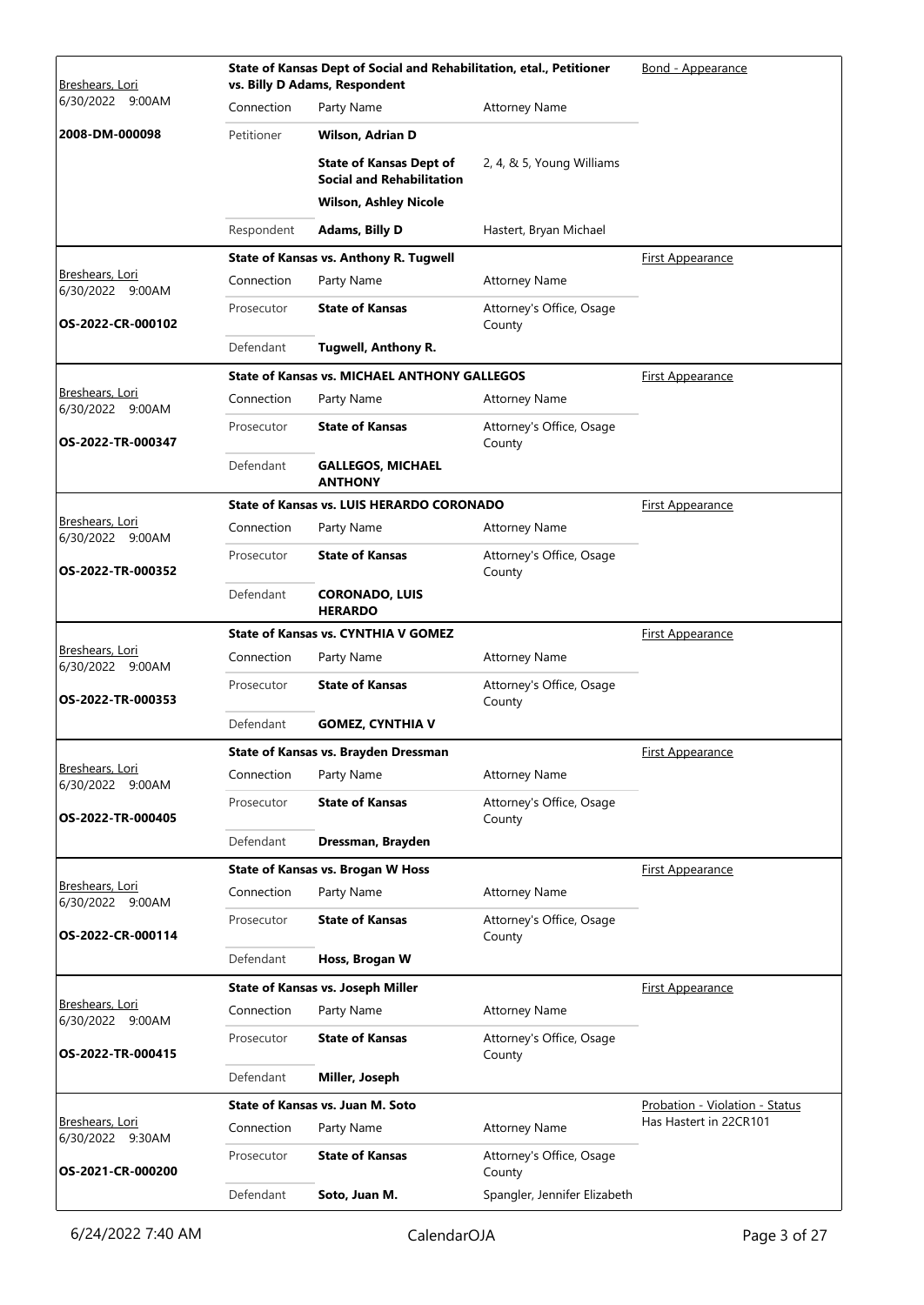| Judge / Date / Case | Case Title | Connection | Party Name | Attorney Name | Hearing Type |
|---|---|---|---|---|---|
| Breshears, Lori<br>6/30/2022 9:00AM<br>**2008-DM-000098** | **State of Kansas Dept of Social and Rehabilitation, etal., Petitioner vs. Billy D Adams, Respondent** | Petitioner | **Wilson, Adrian D** | | Bond - Appearance |
| | | | **State of Kansas Dept of Social and Rehabilitation** | 2, 4, & 5, Young Williams | |
| | | | **Wilson, Ashley Nicole** | | |
| | | Respondent | **Adams, Billy D** | Hastert, Bryan Michael | |
| Breshears, Lori<br>6/30/2022 9:00AM<br>**OS-2022-CR-000102** | **State of Kansas vs. Anthony R. Tugwell** | Prosecutor | **State of Kansas** | Attorney's Office, Osage County | First Appearance |
| | | Defendant | **Tugwell, Anthony R.** | | |
| Breshears, Lori<br>6/30/2022 9:00AM<br>**OS-2022-TR-000347** | **State of Kansas vs. MICHAEL ANTHONY GALLEGOS** | Prosecutor | **State of Kansas** | Attorney's Office, Osage County | First Appearance |
| | | Defendant | **GALLEGOS, MICHAEL ANTHONY** | | |
| Breshears, Lori<br>6/30/2022 9:00AM<br>**OS-2022-TR-000352** | **State of Kansas vs. LUIS HERARDO CORONADO** | Prosecutor | **State of Kansas** | Attorney's Office, Osage County | First Appearance |
| | | Defendant | **CORONADO, LUIS HERARDO** | | |
| Breshears, Lori<br>6/30/2022 9:00AM<br>**OS-2022-TR-000353** | **State of Kansas vs. CYNTHIA V GOMEZ** | Prosecutor | **State of Kansas** | Attorney's Office, Osage County | First Appearance |
| | | Defendant | **GOMEZ, CYNTHIA V** | | |
| Breshears, Lori<br>6/30/2022 9:00AM<br>**OS-2022-TR-000405** | **State of Kansas vs. Brayden Dressman** | Prosecutor | **State of Kansas** | Attorney's Office, Osage County | First Appearance |
| | | Defendant | **Dressman, Brayden** | | |
| Breshears, Lori<br>6/30/2022 9:00AM<br>**OS-2022-CR-000114** | **State of Kansas vs. Brogan W Hoss** | Prosecutor | **State of Kansas** | Attorney's Office, Osage County | First Appearance |
| | | Defendant | **Hoss, Brogan W** | | |
| Breshears, Lori<br>6/30/2022 9:00AM<br>**OS-2022-TR-000415** | **State of Kansas vs. Joseph Miller** | Prosecutor | **State of Kansas** | Attorney's Office, Osage County | First Appearance |
| | | Defendant | **Miller, Joseph** | | |
| Breshears, Lori<br>6/30/2022 9:30AM<br>**OS-2021-CR-000200** | **State of Kansas vs. Juan M. Soto** | Prosecutor | **State of Kansas** | Attorney's Office, Osage County | Probation - Violation - Status<br>Has Hastert in 22CR101 |
| | | Defendant | **Soto, Juan M.** | Spangler, Jennifer Elizabeth | |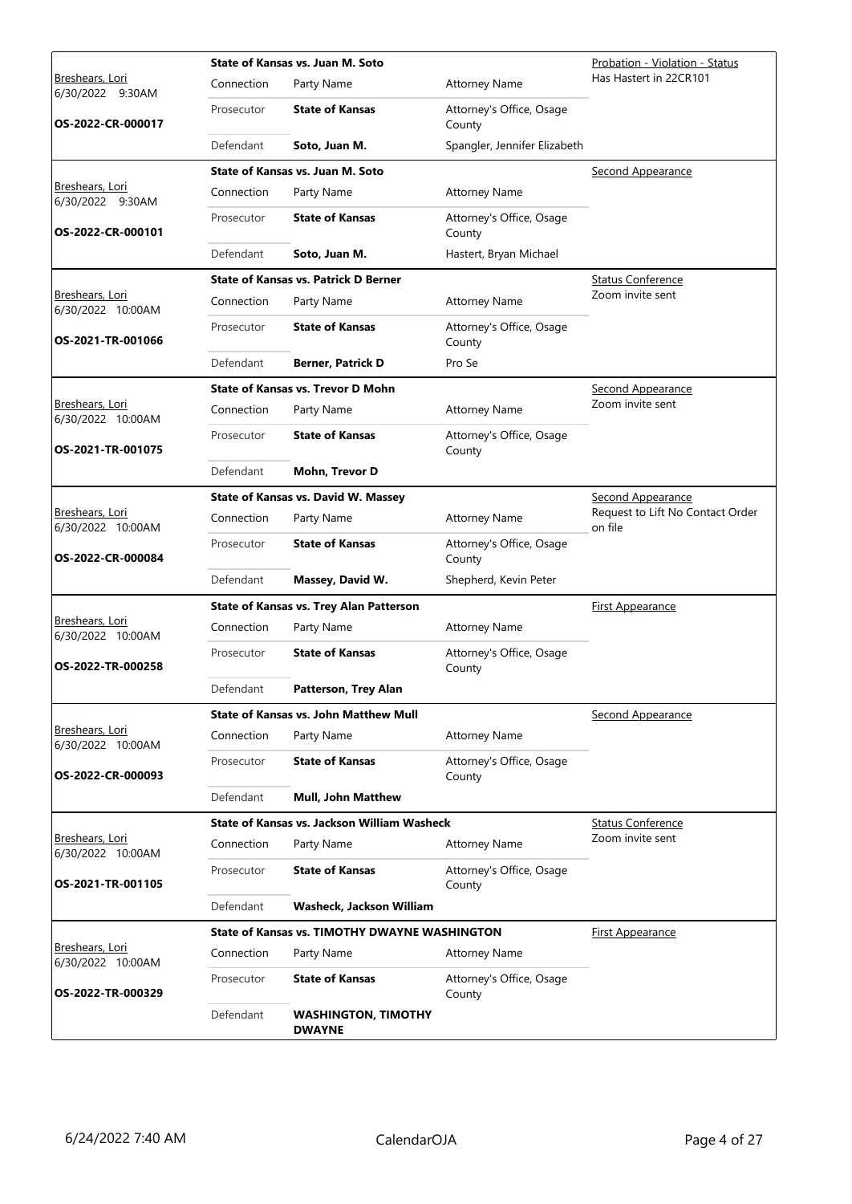| Judge / Date / Case | Case Title | Connection | Party Name | Attorney Name | Hearing Type / Notes |
|---|---|---|---|---|---|
| Breshears, Lori<br>6/30/2022 9:30AM<br>**OS-2022-CR-000017** | **State of Kansas vs. Juan M. Soto** | Connection | Party Name | Attorney Name | Probation - Violation - Status<br>Has Hastert in 22CR101 |
| | | Prosecutor | **State of Kansas** | Attorney's Office, Osage County | |
| | | Defendant | **Soto, Juan M.** | Spangler, Jennifer Elizabeth | |
| Breshears, Lori<br>6/30/2022 9:30AM<br>**OS-2022-CR-000101** | **State of Kansas vs. Juan M. Soto** | Connection | Party Name | Attorney Name | Second Appearance |
| | | Prosecutor | **State of Kansas** | Attorney's Office, Osage County | |
| | | Defendant | **Soto, Juan M.** | Hastert, Bryan Michael | |
| Breshears, Lori<br>6/30/2022 10:00AM<br>**OS-2021-TR-001066** | **State of Kansas vs. Patrick D Berner** | Connection | Party Name | Attorney Name | Status Conference<br>Zoom invite sent |
| | | Prosecutor | **State of Kansas** | Attorney's Office, Osage County | |
| | | Defendant | **Berner, Patrick D** | Pro Se | |
| Breshears, Lori<br>6/30/2022 10:00AM<br>**OS-2021-TR-001075** | **State of Kansas vs. Trevor D Mohn** | Connection | Party Name | Attorney Name | Second Appearance<br>Zoom invite sent |
| | | Prosecutor | **State of Kansas** | Attorney's Office, Osage County | |
| | | Defendant | **Mohn, Trevor D** | | |
| Breshears, Lori<br>6/30/2022 10:00AM<br>**OS-2022-CR-000084** | **State of Kansas vs. David W. Massey** | Connection | Party Name | Attorney Name | Second Appearance<br>Request to Lift No Contact Order on file |
| | | Prosecutor | **State of Kansas** | Attorney's Office, Osage County | |
| | | Defendant | **Massey, David W.** | Shepherd, Kevin Peter | |
| Breshears, Lori<br>6/30/2022 10:00AM<br>**OS-2022-TR-000258** | **State of Kansas vs. Trey Alan Patterson** | Connection | Party Name | Attorney Name | First Appearance |
| | | Prosecutor | **State of Kansas** | Attorney's Office, Osage County | |
| | | Defendant | **Patterson, Trey Alan** | | |
| Breshears, Lori<br>6/30/2022 10:00AM<br>**OS-2022-CR-000093** | **State of Kansas vs. John Matthew Mull** | Connection | Party Name | Attorney Name | Second Appearance |
| | | Prosecutor | **State of Kansas** | Attorney's Office, Osage County | |
| | | Defendant | **Mull, John Matthew** | | |
| Breshears, Lori<br>6/30/2022 10:00AM<br>**OS-2021-TR-001105** | **State of Kansas vs. Jackson William Washeck** | Connection | Party Name | Attorney Name | Status Conference<br>Zoom invite sent |
| | | Prosecutor | **State of Kansas** | Attorney's Office, Osage County | |
| | | Defendant | **Washeck, Jackson William** | | |
| Breshears, Lori<br>6/30/2022 10:00AM<br>**OS-2022-TR-000329** | **State of Kansas vs. TIMOTHY DWAYNE WASHINGTON** | Connection | Party Name | Attorney Name | First Appearance |
| | | Prosecutor | **State of Kansas** | Attorney's Office, Osage County | |
| | | Defendant | **WASHINGTON, TIMOTHY DWAYNE** | | |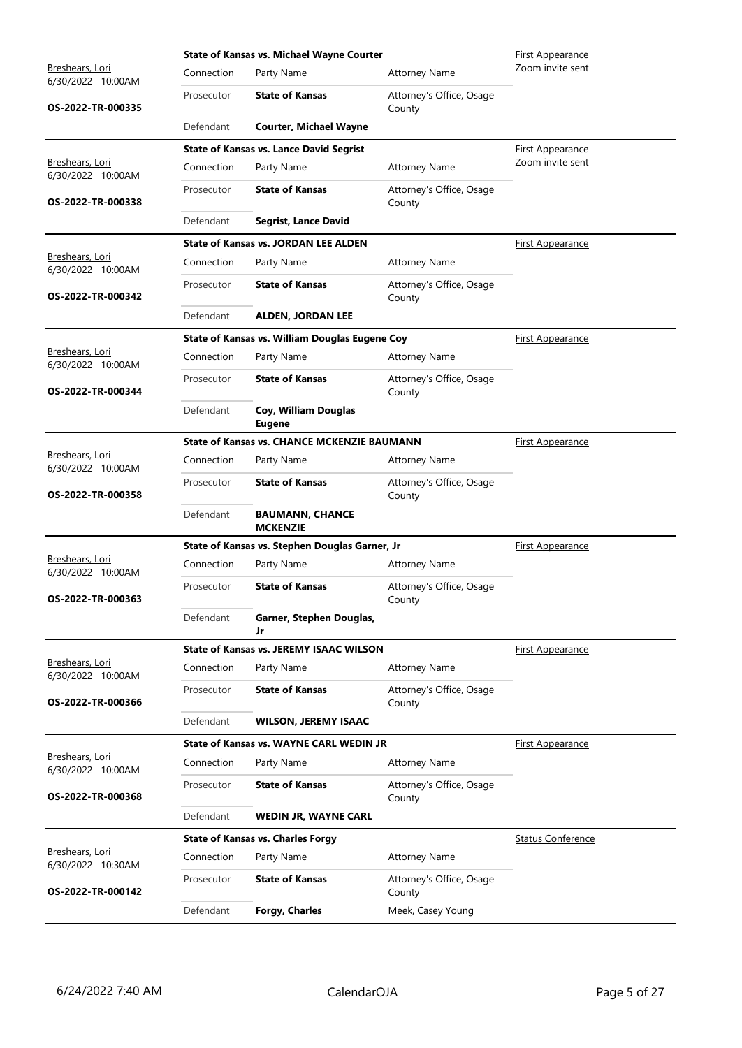| Judge / Date / Case | Case Title | Connection | Party Name | Attorney Name | Hearing Type |
| --- | --- | --- | --- | --- | --- |
| Breshears, Lori 6/30/2022 10:00AM **OS-2022-TR-000335** | **State of Kansas vs. Michael Wayne Courter** | Prosecutor | **State of Kansas** | Attorney's Office, Osage County | First Appearance Zoom invite sent |
| | | Defendant | **Courter, Michael Wayne** | | |
| Breshears, Lori 6/30/2022 10:00AM **OS-2022-TR-000338** | **State of Kansas vs. Lance David Segrist** | Prosecutor | **State of Kansas** | Attorney's Office, Osage County | First Appearance Zoom invite sent |
| | | Defendant | **Segrist, Lance David** | | |
| Breshears, Lori 6/30/2022 10:00AM **OS-2022-TR-000342** | **State of Kansas vs. JORDAN LEE ALDEN** | Prosecutor | **State of Kansas** | Attorney's Office, Osage County | First Appearance |
| | | Defendant | **ALDEN, JORDAN LEE** | | |
| Breshears, Lori 6/30/2022 10:00AM **OS-2022-TR-000344** | **State of Kansas vs. William Douglas Eugene Coy** | Prosecutor | **State of Kansas** | Attorney's Office, Osage County | First Appearance |
| | | Defendant | **Coy, William Douglas Eugene** | | |
| Breshears, Lori 6/30/2022 10:00AM **OS-2022-TR-000358** | **State of Kansas vs. CHANCE MCKENZIE BAUMANN** | Prosecutor | **State of Kansas** | Attorney's Office, Osage County | First Appearance |
| | | Defendant | **BAUMANN, CHANCE MCKENZIE** | | |
| Breshears, Lori 6/30/2022 10:00AM **OS-2022-TR-000363** | **State of Kansas vs. Stephen Douglas Garner, Jr** | Prosecutor | **State of Kansas** | Attorney's Office, Osage County | First Appearance |
| | | Defendant | **Garner, Stephen Douglas, Jr** | | |
| Breshears, Lori 6/30/2022 10:00AM **OS-2022-TR-000366** | **State of Kansas vs. JEREMY ISAAC WILSON** | Prosecutor | **State of Kansas** | Attorney's Office, Osage County | First Appearance |
| | | Defendant | **WILSON, JEREMY ISAAC** | | |
| Breshears, Lori 6/30/2022 10:00AM **OS-2022-TR-000368** | **State of Kansas vs. WAYNE CARL WEDIN JR** | Prosecutor | **State of Kansas** | Attorney's Office, Osage County | First Appearance |
| | | Defendant | **WEDIN JR, WAYNE CARL** | | |
| Breshears, Lori 6/30/2022 10:30AM **OS-2022-TR-000142** | **State of Kansas vs. Charles Forgy** | Prosecutor | **State of Kansas** | Attorney's Office, Osage County | Status Conference |
| | | Defendant | **Forgy, Charles** | Meek, Casey Young | |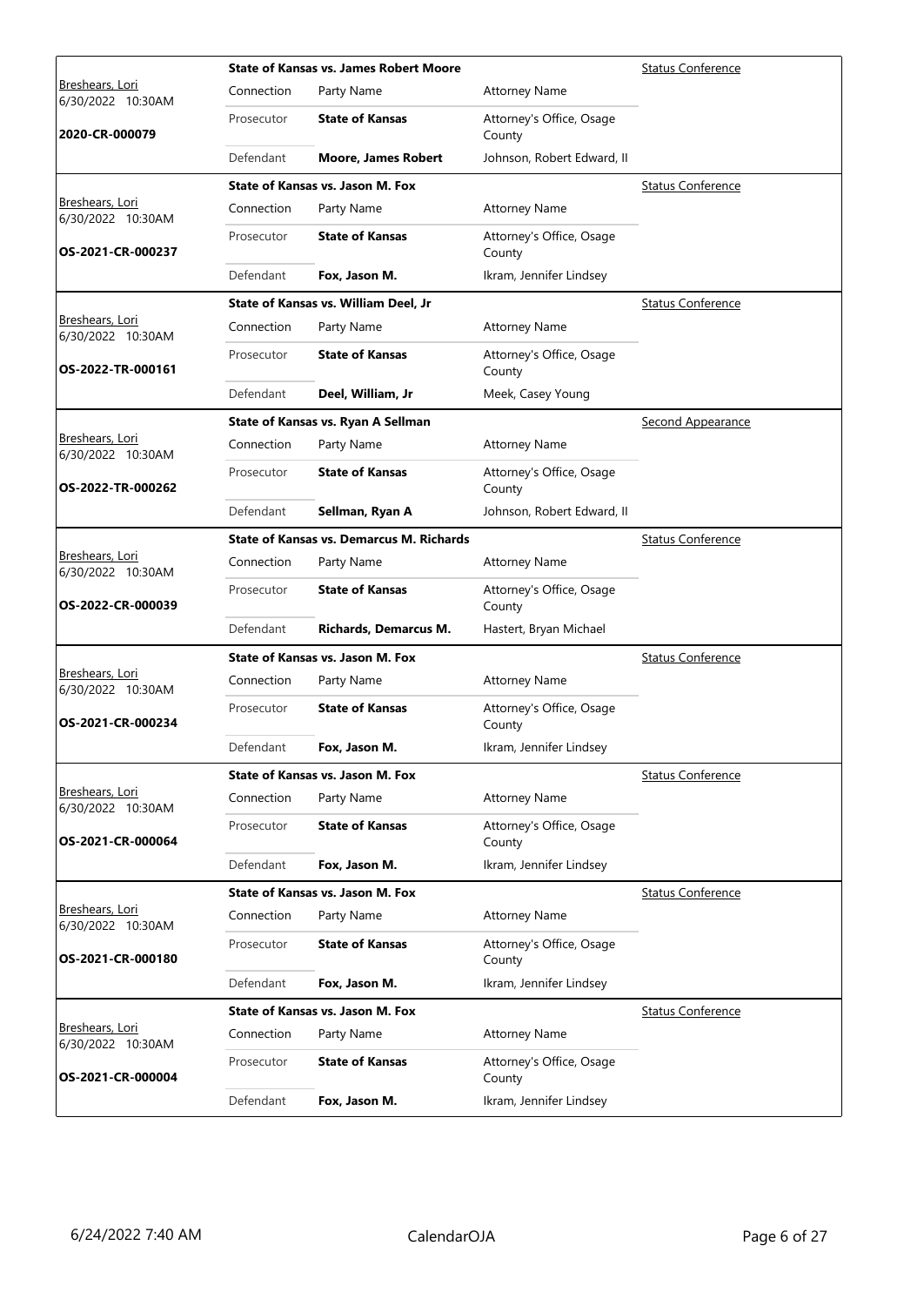| Judge / Date / Case | Case Title | Connection | Party Name | Attorney Name | Hearing Type |
|---|---|---|---|---|---|
| Breshears, Lori<br>6/30/2022 10:30AM<br>**2020-CR-000079** | **State of Kansas vs. James Robert Moore** | Prosecutor | **State of Kansas** | Attorney's Office, Osage County | Status Conference |
| | | Defendant | **Moore, James Robert** | Johnson, Robert Edward, II | |
| Breshears, Lori<br>6/30/2022 10:30AM<br>**OS-2021-CR-000237** | **State of Kansas vs. Jason M. Fox** | Prosecutor | **State of Kansas** | Attorney's Office, Osage County | Status Conference |
| | | Defendant | **Fox, Jason M.** | Ikram, Jennifer Lindsey | |
| Breshears, Lori<br>6/30/2022 10:30AM<br>**OS-2022-TR-000161** | **State of Kansas vs. William Deel, Jr** | Prosecutor | **State of Kansas** | Attorney's Office, Osage County | Status Conference |
| | | Defendant | **Deel, William, Jr** | Meek, Casey Young | |
| Breshears, Lori<br>6/30/2022 10:30AM<br>**OS-2022-TR-000262** | **State of Kansas vs. Ryan A Sellman** | Prosecutor | **State of Kansas** | Attorney's Office, Osage County | Second Appearance |
| | | Defendant | **Sellman, Ryan A** | Johnson, Robert Edward, II | |
| Breshears, Lori<br>6/30/2022 10:30AM<br>**OS-2022-CR-000039** | **State of Kansas vs. Demarcus M. Richards** | Prosecutor | **State of Kansas** | Attorney's Office, Osage County | Status Conference |
| | | Defendant | **Richards, Demarcus M.** | Hastert, Bryan Michael | |
| Breshears, Lori<br>6/30/2022 10:30AM<br>**OS-2021-CR-000234** | **State of Kansas vs. Jason M. Fox** | Prosecutor | **State of Kansas** | Attorney's Office, Osage County | Status Conference |
| | | Defendant | **Fox, Jason M.** | Ikram, Jennifer Lindsey | |
| Breshears, Lori<br>6/30/2022 10:30AM<br>**OS-2021-CR-000064** | **State of Kansas vs. Jason M. Fox** | Prosecutor | **State of Kansas** | Attorney's Office, Osage County | Status Conference |
| | | Defendant | **Fox, Jason M.** | Ikram, Jennifer Lindsey | |
| Breshears, Lori<br>6/30/2022 10:30AM<br>**OS-2021-CR-000180** | **State of Kansas vs. Jason M. Fox** | Prosecutor | **State of Kansas** | Attorney's Office, Osage County | Status Conference |
| | | Defendant | **Fox, Jason M.** | Ikram, Jennifer Lindsey | |
| Breshears, Lori<br>6/30/2022 10:30AM<br>**OS-2021-CR-000004** | **State of Kansas vs. Jason M. Fox** | Prosecutor | **State of Kansas** | Attorney's Office, Osage County | Status Conference |
| | | Defendant | **Fox, Jason M.** | Ikram, Jennifer Lindsey | |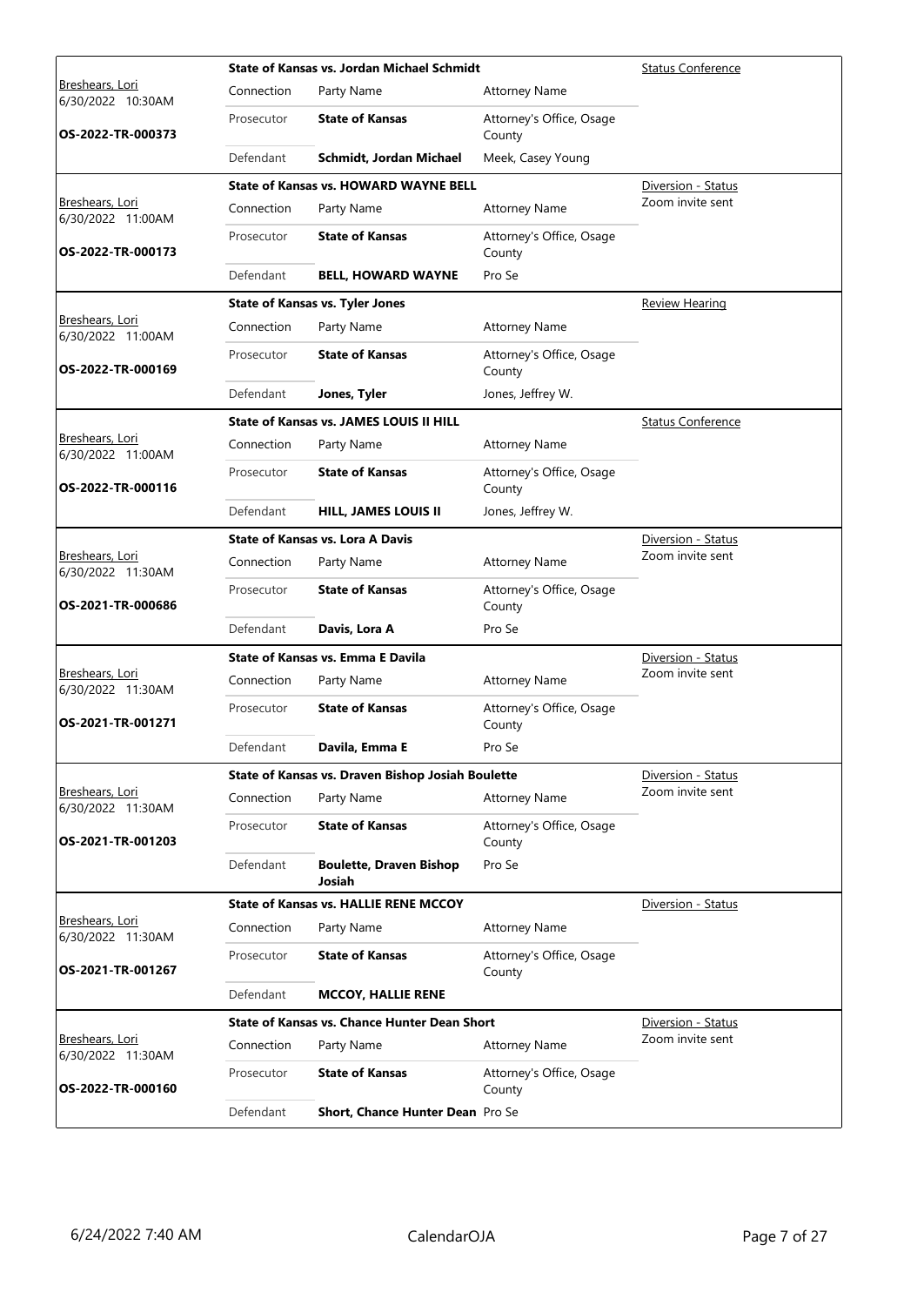| Judge / Date / Case | Case Title | Connection | Party Name | Attorney Name | Hearing Type / Notes |
|---|---|---|---|---|---|
| Breshears, Lori<br>6/30/2022 10:30AM<br>**OS-2022-TR-000373** | **State of Kansas vs. Jordan Michael Schmidt** | Prosecutor | **State of Kansas** | Attorney's Office, Osage County | Status Conference |
| | | Defendant | **Schmidt, Jordan Michael** | Meek, Casey Young | |
| Breshears, Lori<br>6/30/2022 11:00AM<br>**OS-2022-TR-000173** | **State of Kansas vs. HOWARD WAYNE BELL** | Prosecutor | **State of Kansas** | Attorney's Office, Osage County | Diversion - Status<br>Zoom invite sent |
| | | Defendant | **BELL, HOWARD WAYNE** | Pro Se | |
| Breshears, Lori<br>6/30/2022 11:00AM<br>**OS-2022-TR-000169** | **State of Kansas vs. Tyler Jones** | Prosecutor | **State of Kansas** | Attorney's Office, Osage County | Review Hearing |
| | | Defendant | **Jones, Tyler** | Jones, Jeffrey W. | |
| Breshears, Lori<br>6/30/2022 11:00AM<br>**OS-2022-TR-000116** | **State of Kansas vs. JAMES LOUIS II HILL** | Prosecutor | **State of Kansas** | Attorney's Office, Osage County | Status Conference |
| | | Defendant | **HILL, JAMES LOUIS II** | Jones, Jeffrey W. | |
| Breshears, Lori<br>6/30/2022 11:30AM<br>**OS-2021-TR-000686** | **State of Kansas vs. Lora A Davis** | Prosecutor | **State of Kansas** | Attorney's Office, Osage County | Diversion - Status<br>Zoom invite sent |
| | | Defendant | **Davis, Lora A** | Pro Se | |
| Breshears, Lori<br>6/30/2022 11:30AM<br>**OS-2021-TR-001271** | **State of Kansas vs. Emma E Davila** | Prosecutor | **State of Kansas** | Attorney's Office, Osage County | Diversion - Status<br>Zoom invite sent |
| | | Defendant | **Davila, Emma E** | Pro Se | |
| Breshears, Lori<br>6/30/2022 11:30AM<br>**OS-2021-TR-001203** | **State of Kansas vs. Draven Bishop Josiah Boulette** | Prosecutor | **State of Kansas** | Attorney's Office, Osage County | Diversion - Status<br>Zoom invite sent |
| | | Defendant | **Boulette, Draven Bishop Josiah** | Pro Se | |
| Breshears, Lori<br>6/30/2022 11:30AM<br>**OS-2021-TR-001267** | **State of Kansas vs. HALLIE RENE MCCOY** | Prosecutor | **State of Kansas** | Attorney's Office, Osage County | Diversion - Status |
| | | Defendant | **MCCOY, HALLIE RENE** | | |
| Breshears, Lori<br>6/30/2022 11:30AM<br>**OS-2022-TR-000160** | **State of Kansas vs. Chance Hunter Dean Short** | Prosecutor | **State of Kansas** | Attorney's Office, Osage County | Diversion - Status<br>Zoom invite sent |
| | | Defendant | **Short, Chance Hunter Dean** | Pro Se | |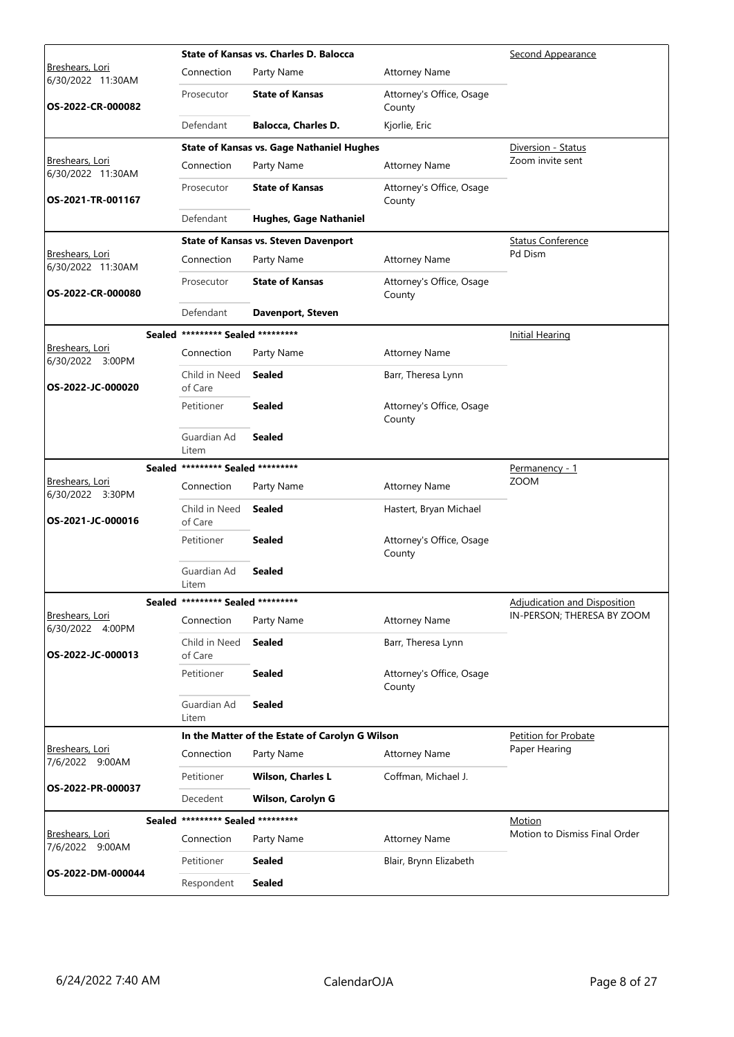| Judge / Date / Case | Case Title | Connection | Party Name | Attorney Name | Hearing Type / Notes |
|---|---|---|---|---|---|
| Breshears, Lori 6/30/2022 11:30AM **OS-2022-CR-000082** | **State of Kansas vs. Charles D. Balocca** | Prosecutor | **State of Kansas** | Attorney's Office, Osage County | Second Appearance |
| | | Defendant | **Balocca, Charles D.** | Kjorlie, Eric | |
| Breshears, Lori 6/30/2022 11:30AM **OS-2021-TR-001167** | **State of Kansas vs. Gage Nathaniel Hughes** | Prosecutor | **State of Kansas** | Attorney's Office, Osage County | Diversion - Status Zoom invite sent |
| | | Defendant | **Hughes, Gage Nathaniel** | | |
| Breshears, Lori 6/30/2022 11:30AM **OS-2022-CR-000080** | **State of Kansas vs. Steven Davenport** | Prosecutor | **State of Kansas** | Attorney's Office, Osage County | Status Conference Pd Dism |
| | | Defendant | **Davenport, Steven** | | |
| Breshears, Lori 6/30/2022 3:00PM **OS-2022-JC-000020** | **Sealed** ********* Sealed ********* | Child in Need of Care | **Sealed** | Barr, Theresa Lynn | Initial Hearing |
| | | Petitioner | **Sealed** | Attorney's Office, Osage County | |
| | | Guardian Ad Litem | **Sealed** | | |
| Breshears, Lori 6/30/2022 3:30PM **OS-2021-JC-000016** | **Sealed** ********* Sealed ********* | Child in Need of Care | **Sealed** | Hastert, Bryan Michael | Permanency - 1 ZOOM |
| | | Petitioner | **Sealed** | Attorney's Office, Osage County | |
| | | Guardian Ad Litem | **Sealed** | | |
| Breshears, Lori 6/30/2022 4:00PM **OS-2022-JC-000013** | **Sealed** ********* Sealed ********* | Child in Need of Care | **Sealed** | Barr, Theresa Lynn | Adjudication and Disposition IN-PERSON; THERESA BY ZOOM |
| | | Petitioner | **Sealed** | Attorney's Office, Osage County | |
| | | Guardian Ad Litem | **Sealed** | | |
| Breshears, Lori 7/6/2022 9:00AM **OS-2022-PR-000037** | **In the Matter of the Estate of Carolyn G Wilson** | Petitioner | **Wilson, Charles L** | Coffman, Michael J. | Petition for Probate Paper Hearing |
| | | Decedent | **Wilson, Carolyn G** | | |
| Breshears, Lori 7/6/2022 9:00AM **OS-2022-DM-000044** | **Sealed** ********* Sealed ********* | Petitioner | **Sealed** | Blair, Brynn Elizabeth | Motion Motion to Dismiss Final Order |
| | | Respondent | **Sealed** | | |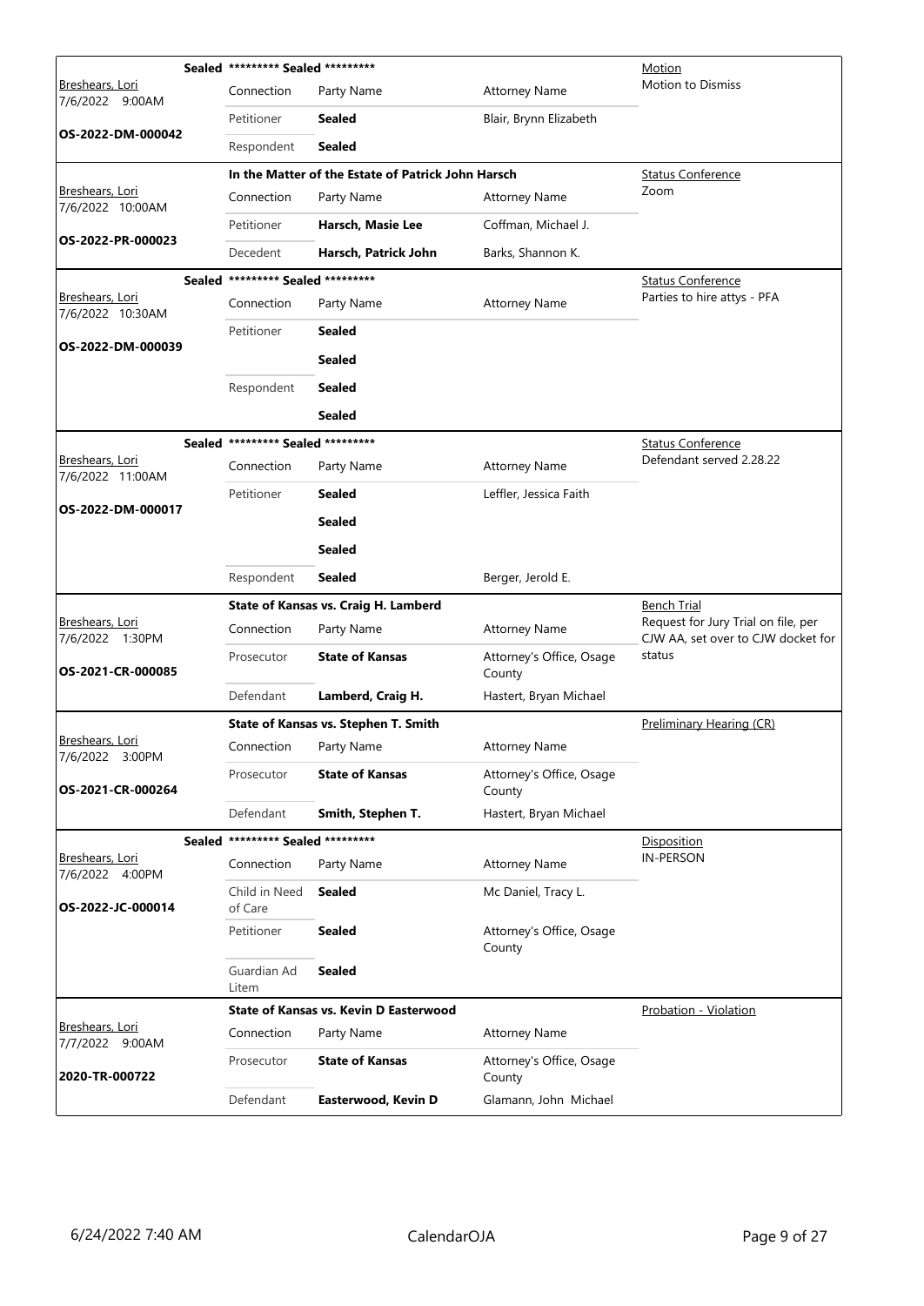| Judge / Date / Case | Connection | Party Name | Attorney Name | Hearing Type / Comments |
|---|---|---|---|---|
| **Sealed** ********* Sealed ********* | | | | Motion |
| Breshears, Lori 7/6/2022 9:00AM | Connection | Party Name | Attorney Name | Motion to Dismiss |
| **OS-2022-DM-000042** | Petitioner | **Sealed** | Blair, Brynn Elizabeth | |
| | Respondent | **Sealed** | | |
| **In the Matter of the Estate of Patrick John Harsch** | | | | Status Conference |
| Breshears, Lori 7/6/2022 10:00AM | Connection | Party Name | Attorney Name | Zoom |
| **OS-2022-PR-000023** | Petitioner | **Harsch, Masie Lee** | Coffman, Michael J. | |
| | Decedent | **Harsch, Patrick John** | Barks, Shannon K. | |
| **Sealed** ********* Sealed ********* | | | | Status Conference |
| Breshears, Lori 7/6/2022 10:30AM | Connection | Party Name | Attorney Name | Parties to hire attys - PFA |
| **OS-2022-DM-000039** | Petitioner | **Sealed** | | |
| | | **Sealed** | | |
| | Respondent | **Sealed** | | |
| | | **Sealed** | | |
| **Sealed** ********* Sealed ********* | | | | Status Conference |
| Breshears, Lori 7/6/2022 11:00AM | Connection | Party Name | Attorney Name | Defendant served 2.28.22 |
| **OS-2022-DM-000017** | Petitioner | **Sealed** | Leffler, Jessica Faith | |
| | | **Sealed** | | |
| | | **Sealed** | | |
| | Respondent | **Sealed** | Berger, Jerold E. | |
| **State of Kansas vs. Craig H. Lamberd** | | | | Bench Trial |
| Breshears, Lori 7/6/2022 1:30PM | Connection | Party Name | Attorney Name | Request for Jury Trial on file, per CJW AA, set over to CJW docket for status |
| **OS-2021-CR-000085** | Prosecutor | **State of Kansas** | Attorney's Office, Osage County | |
| | Defendant | **Lamberd, Craig H.** | Hastert, Bryan Michael | |
| **State of Kansas vs. Stephen T. Smith** | | | | Preliminary Hearing (CR) |
| Breshears, Lori 7/6/2022 3:00PM | Connection | Party Name | Attorney Name | |
| **OS-2021-CR-000264** | Prosecutor | **State of Kansas** | Attorney's Office, Osage County | |
| | Defendant | **Smith, Stephen T.** | Hastert, Bryan Michael | |
| **Sealed** ********* Sealed ********* | | | | Disposition |
| Breshears, Lori 7/6/2022 4:00PM | Connection | Party Name | Attorney Name | IN-PERSON |
| **OS-2022-JC-000014** | Child in Need of Care | **Sealed** | Mc Daniel, Tracy L. | |
| | Petitioner | **Sealed** | Attorney's Office, Osage County | |
| | Guardian Ad Litem | **Sealed** | | |
| **State of Kansas vs. Kevin D Easterwood** | | | | Probation - Violation |
| Breshears, Lori 7/7/2022 9:00AM | Connection | Party Name | Attorney Name | |
| **2020-TR-000722** | Prosecutor | **State of Kansas** | Attorney's Office, Osage County | |
| | Defendant | **Easterwood, Kevin D** | Glamann, John Michael | |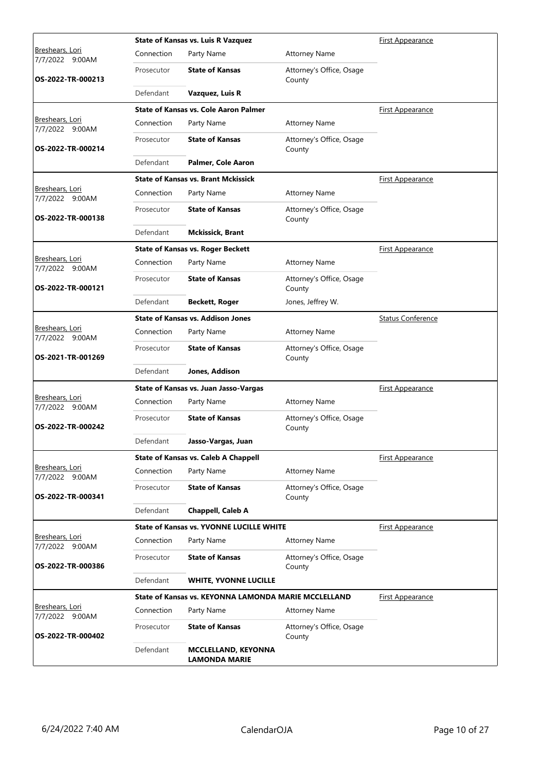| Judge / Date / Case | Case Title | Connection | Party Name | Attorney Name | Hearing Type |
|---|---|---|---|---|---|
| Breshears, Lori 7/7/2022 9:00AM **OS-2022-TR-000213** | **State of Kansas vs. Luis R Vazquez** | Prosecutor | **State of Kansas** | Attorney's Office, Osage County | First Appearance |
| | | Defendant | **Vazquez, Luis R** | | |
| Breshears, Lori 7/7/2022 9:00AM **OS-2022-TR-000214** | **State of Kansas vs. Cole Aaron Palmer** | Prosecutor | **State of Kansas** | Attorney's Office, Osage County | First Appearance |
| | | Defendant | **Palmer, Cole Aaron** | | |
| Breshears, Lori 7/7/2022 9:00AM **OS-2022-TR-000138** | **State of Kansas vs. Brant Mckissick** | Prosecutor | **State of Kansas** | Attorney's Office, Osage County | First Appearance |
| | | Defendant | **Mckissick, Brant** | | |
| Breshears, Lori 7/7/2022 9:00AM **OS-2022-TR-000121** | **State of Kansas vs. Roger Beckett** | Prosecutor | **State of Kansas** | Attorney's Office, Osage County | First Appearance |
| | | Defendant | **Beckett, Roger** | Jones, Jeffrey W. | |
| Breshears, Lori 7/7/2022 9:00AM **OS-2021-TR-001269** | **State of Kansas vs. Addison Jones** | Prosecutor | **State of Kansas** | Attorney's Office, Osage County | Status Conference |
| | | Defendant | **Jones, Addison** | | |
| Breshears, Lori 7/7/2022 9:00AM **OS-2022-TR-000242** | **State of Kansas vs. Juan Jasso-Vargas** | Prosecutor | **State of Kansas** | Attorney's Office, Osage County | First Appearance |
| | | Defendant | **Jasso-Vargas, Juan** | | |
| Breshears, Lori 7/7/2022 9:00AM **OS-2022-TR-000341** | **State of Kansas vs. Caleb A Chappell** | Prosecutor | **State of Kansas** | Attorney's Office, Osage County | First Appearance |
| | | Defendant | **Chappell, Caleb A** | | |
| Breshears, Lori 7/7/2022 9:00AM **OS-2022-TR-000386** | **State of Kansas vs. YVONNE LUCILLE WHITE** | Prosecutor | **State of Kansas** | Attorney's Office, Osage County | First Appearance |
| | | Defendant | **WHITE, YVONNE LUCILLE** | | |
| Breshears, Lori 7/7/2022 9:00AM **OS-2022-TR-000402** | **State of Kansas vs. KEYONNA LAMONDA MARIE MCCLELLAND** | Prosecutor | **State of Kansas** | Attorney's Office, Osage County | First Appearance |
| | | Defendant | **MCCLELLAND, KEYONNA LAMONDA MARIE** | | |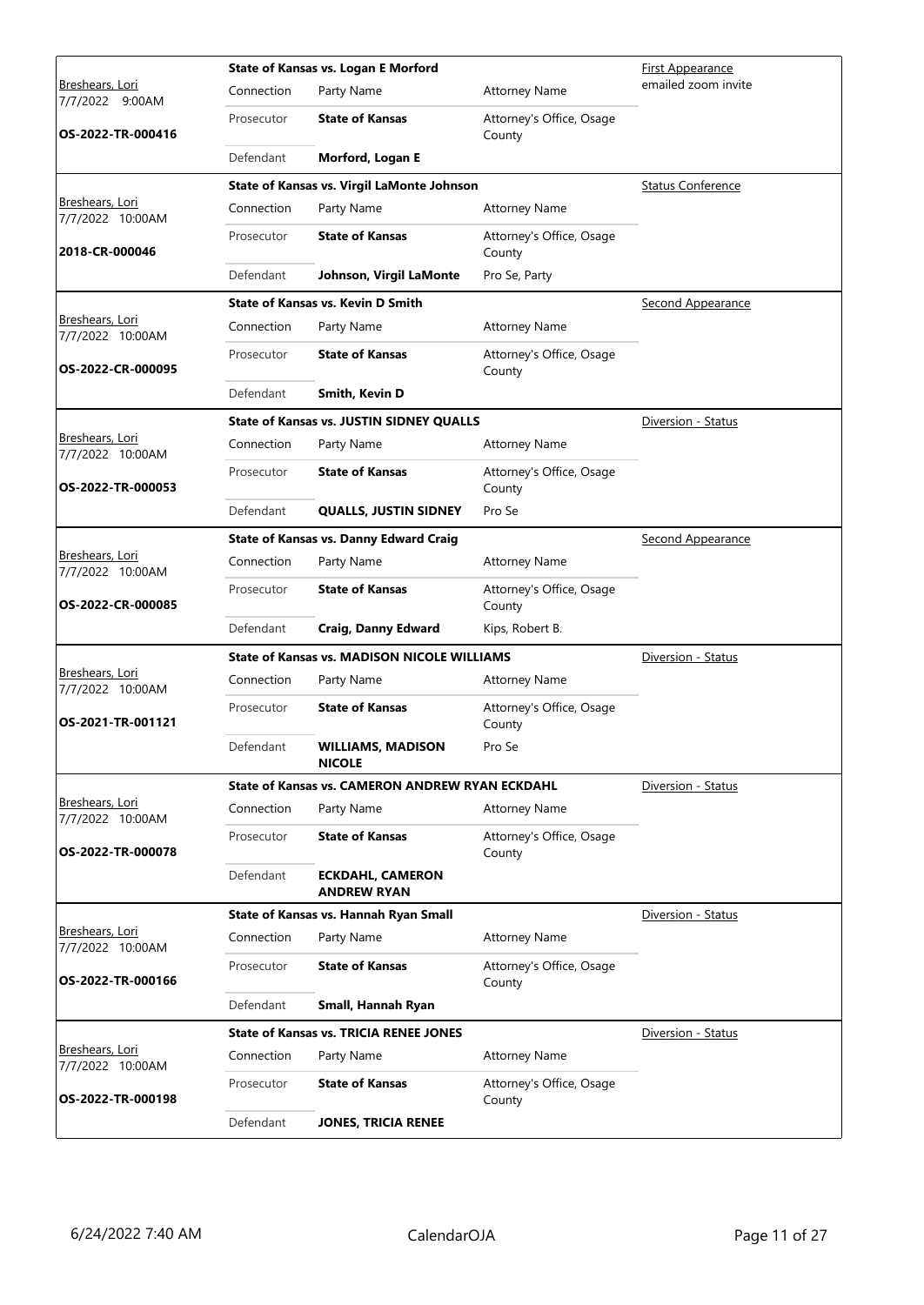| Judge / Date / Case | Case Title | Connection | Party Name | Attorney Name | Hearing Type |
|---|---|---|---|---|---|
| Breshears, Lori 7/7/2022 9:00AM **OS-2022-TR-000416** | **State of Kansas vs. Logan E Morford** | Prosecutor | **State of Kansas** | Attorney's Office, Osage County | First Appearance emailed zoom invite |
| | | Defendant | **Morford, Logan E** | | |
| Breshears, Lori 7/7/2022 10:00AM **2018-CR-000046** | **State of Kansas vs. Virgil LaMonte Johnson** | Prosecutor | **State of Kansas** | Attorney's Office, Osage County | Status Conference |
| | | Defendant | **Johnson, Virgil LaMonte** | Pro Se, Party | |
| Breshears, Lori 7/7/2022 10:00AM **OS-2022-CR-000095** | **State of Kansas vs. Kevin D Smith** | Prosecutor | **State of Kansas** | Attorney's Office, Osage County | Second Appearance |
| | | Defendant | **Smith, Kevin D** | | |
| Breshears, Lori 7/7/2022 10:00AM **OS-2022-TR-000053** | **State of Kansas vs. JUSTIN SIDNEY QUALLS** | Prosecutor | **State of Kansas** | Attorney's Office, Osage County | Diversion - Status |
| | | Defendant | **QUALLS, JUSTIN SIDNEY** | Pro Se | |
| Breshears, Lori 7/7/2022 10:00AM **OS-2022-CR-000085** | **State of Kansas vs. Danny Edward Craig** | Prosecutor | **State of Kansas** | Attorney's Office, Osage County | Second Appearance |
| | | Defendant | **Craig, Danny Edward** | Kips, Robert B. | |
| Breshears, Lori 7/7/2022 10:00AM **OS-2021-TR-001121** | **State of Kansas vs. MADISON NICOLE WILLIAMS** | Prosecutor | **State of Kansas** | Attorney's Office, Osage County | Diversion - Status |
| | | Defendant | **WILLIAMS, MADISON NICOLE** | Pro Se | |
| Breshears, Lori 7/7/2022 10:00AM **OS-2022-TR-000078** | **State of Kansas vs. CAMERON ANDREW RYAN ECKDAHL** | Prosecutor | **State of Kansas** | Attorney's Office, Osage County | Diversion - Status |
| | | Defendant | **ECKDAHL, CAMERON ANDREW RYAN** | | |
| Breshears, Lori 7/7/2022 10:00AM **OS-2022-TR-000166** | **State of Kansas vs. Hannah Ryan Small** | Prosecutor | **State of Kansas** | Attorney's Office, Osage County | Diversion - Status |
| | | Defendant | **Small, Hannah Ryan** | | |
| Breshears, Lori 7/7/2022 10:00AM **OS-2022-TR-000198** | **State of Kansas vs. TRICIA RENEE JONES** | Prosecutor | **State of Kansas** | Attorney's Office, Osage County | Diversion - Status |
| | | Defendant | **JONES, TRICIA RENEE** | | |

6/24/2022 7:40 AM CalendarOJA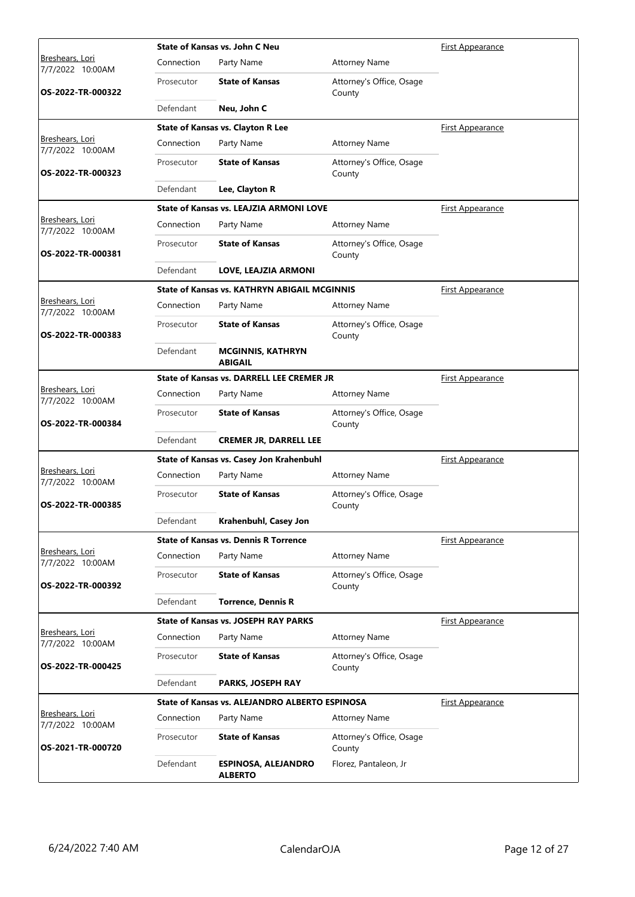| Judge / Date / Case | Case Title | | | Hearing Type |
|---|---|---|---|---|
| Breshears, Lori<br>7/7/2022 10:00AM<br>**OS-2022-TR-000322** | **State of Kansas vs. John C Neu** | | | First Appearance |
| | Connection | Party Name | Attorney Name | |
| | Prosecutor | **State of Kansas** | Attorney's Office, Osage County | |
| | Defendant | **Neu, John C** | | |
| Breshears, Lori<br>7/7/2022 10:00AM<br>**OS-2022-TR-000323** | **State of Kansas vs. Clayton R Lee** | | | First Appearance |
| | Connection | Party Name | Attorney Name | |
| | Prosecutor | **State of Kansas** | Attorney's Office, Osage County | |
| | Defendant | **Lee, Clayton R** | | |
| Breshears, Lori<br>7/7/2022 10:00AM<br>**OS-2022-TR-000381** | **State of Kansas vs. LEAJZIA ARMONI LOVE** | | | First Appearance |
| | Connection | Party Name | Attorney Name | |
| | Prosecutor | **State of Kansas** | Attorney's Office, Osage County | |
| | Defendant | **LOVE, LEAJZIA ARMONI** | | |
| Breshears, Lori<br>7/7/2022 10:00AM<br>**OS-2022-TR-000383** | **State of Kansas vs. KATHRYN ABIGAIL MCGINNIS** | | | First Appearance |
| | Connection | Party Name | Attorney Name | |
| | Prosecutor | **State of Kansas** | Attorney's Office, Osage County | |
| | Defendant | **MCGINNIS, KATHRYN ABIGAIL** | | |
| Breshears, Lori<br>7/7/2022 10:00AM<br>**OS-2022-TR-000384** | **State of Kansas vs. DARRELL LEE CREMER JR** | | | First Appearance |
| | Connection | Party Name | Attorney Name | |
| | Prosecutor | **State of Kansas** | Attorney's Office, Osage County | |
| | Defendant | **CREMER JR, DARRELL LEE** | | |
| Breshears, Lori<br>7/7/2022 10:00AM<br>**OS-2022-TR-000385** | **State of Kansas vs. Casey Jon Krahenbuhl** | | | First Appearance |
| | Connection | Party Name | Attorney Name | |
| | Prosecutor | **State of Kansas** | Attorney's Office, Osage County | |
| | Defendant | **Krahenbuhl, Casey Jon** | | |
| Breshears, Lori<br>7/7/2022 10:00AM<br>**OS-2022-TR-000392** | **State of Kansas vs. Dennis R Torrence** | | | First Appearance |
| | Connection | Party Name | Attorney Name | |
| | Prosecutor | **State of Kansas** | Attorney's Office, Osage County | |
| | Defendant | **Torrence, Dennis R** | | |
| Breshears, Lori<br>7/7/2022 10:00AM<br>**OS-2022-TR-000425** | **State of Kansas vs. JOSEPH RAY PARKS** | | | First Appearance |
| | Connection | Party Name | Attorney Name | |
| | Prosecutor | **State of Kansas** | Attorney's Office, Osage County | |
| | Defendant | **PARKS, JOSEPH RAY** | | |
| Breshears, Lori<br>7/7/2022 10:00AM<br>**OS-2021-TR-000720** | **State of Kansas vs. ALEJANDRO ALBERTO ESPINOSA** | | | First Appearance |
| | Connection | Party Name | Attorney Name | |
| | Prosecutor | **State of Kansas** | Attorney's Office, Osage County | |
| | Defendant | **ESPINOSA, ALEJANDRO ALBERTO** | Florez, Pantaleon, Jr | |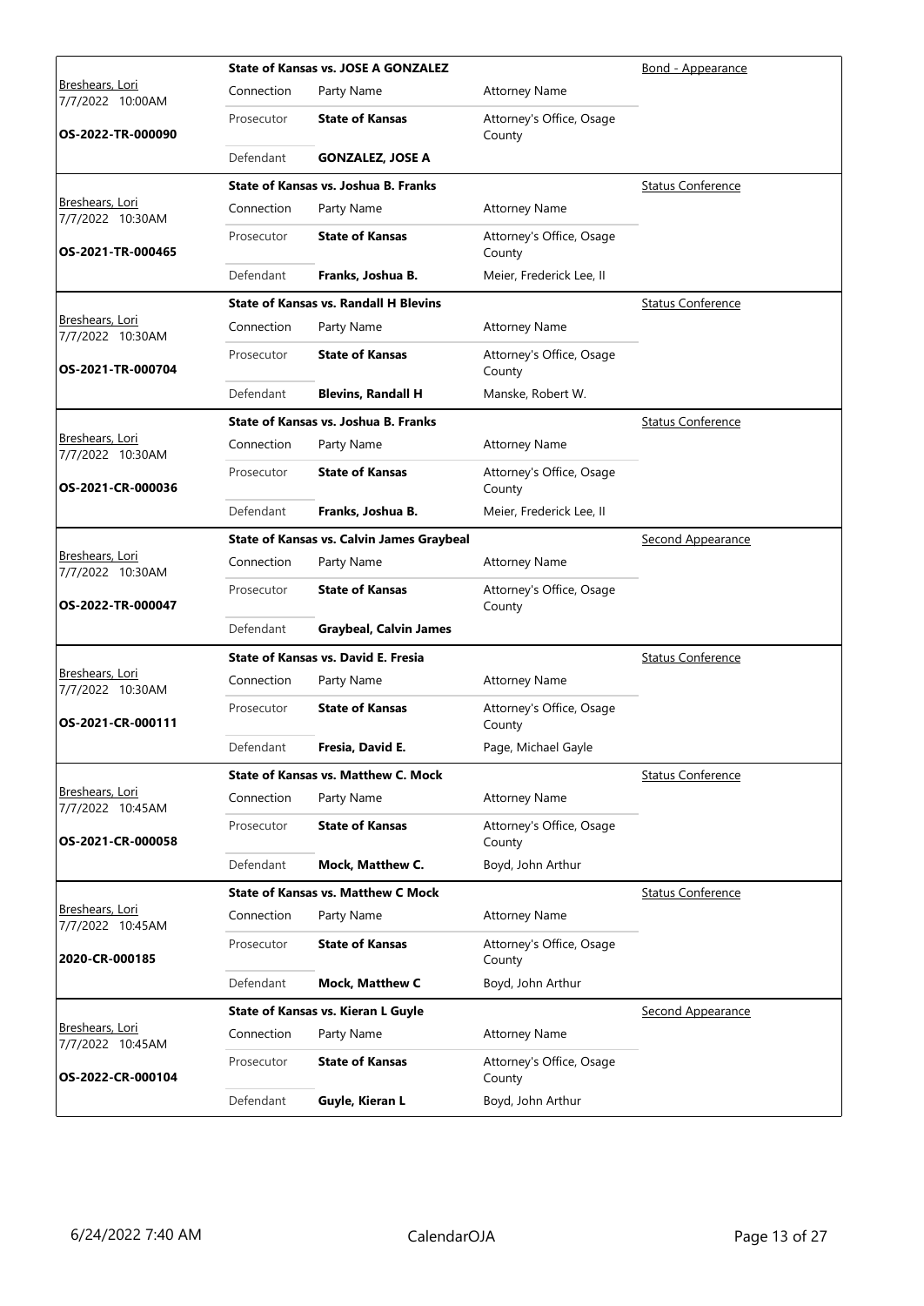| Judge / Date / Case | Case Title | Connection | Party Name | Attorney Name | Hearing Type |
| --- | --- | --- | --- | --- | --- |
| Breshears, Lori 7/7/2022 10:00AM OS-2022-TR-000090 | State of Kansas vs. JOSE A GONZALEZ | Prosecutor | **State of Kansas** | Attorney's Office, Osage County | Bond - Appearance |
| | | Defendant | **GONZALEZ, JOSE A** | | |
| Breshears, Lori 7/7/2022 10:30AM OS-2021-TR-000465 | State of Kansas vs. Joshua B. Franks | Prosecutor | **State of Kansas** | Attorney's Office, Osage County | Status Conference |
| | | Defendant | **Franks, Joshua B.** | Meier, Frederick Lee, II | |
| Breshears, Lori 7/7/2022 10:30AM OS-2021-TR-000704 | State of Kansas vs. Randall H Blevins | Prosecutor | **State of Kansas** | Attorney's Office, Osage County | Status Conference |
| | | Defendant | **Blevins, Randall H** | Manske, Robert W. | |
| Breshears, Lori 7/7/2022 10:30AM OS-2021-CR-000036 | State of Kansas vs. Joshua B. Franks | Prosecutor | **State of Kansas** | Attorney's Office, Osage County | Status Conference |
| | | Defendant | **Franks, Joshua B.** | Meier, Frederick Lee, II | |
| Breshears, Lori 7/7/2022 10:30AM OS-2022-TR-000047 | State of Kansas vs. Calvin James Graybeal | Prosecutor | **State of Kansas** | Attorney's Office, Osage County | Second Appearance |
| | | Defendant | **Graybeal, Calvin James** | | |
| Breshears, Lori 7/7/2022 10:30AM OS-2021-CR-000111 | State of Kansas vs. David E. Fresia | Prosecutor | **State of Kansas** | Attorney's Office, Osage County | Status Conference |
| | | Defendant | **Fresia, David E.** | Page, Michael Gayle | |
| Breshears, Lori 7/7/2022 10:45AM OS-2021-CR-000058 | State of Kansas vs. Matthew C. Mock | Prosecutor | **State of Kansas** | Attorney's Office, Osage County | Status Conference |
| | | Defendant | **Mock, Matthew C.** | Boyd, John Arthur | |
| Breshears, Lori 7/7/2022 10:45AM 2020-CR-000185 | State of Kansas vs. Matthew C Mock | Prosecutor | **State of Kansas** | Attorney's Office, Osage County | Status Conference |
| | | Defendant | **Mock, Matthew C** | Boyd, John Arthur | |
| Breshears, Lori 7/7/2022 10:45AM OS-2022-CR-000104 | State of Kansas vs. Kieran L Guyle | Prosecutor | **State of Kansas** | Attorney's Office, Osage County | Second Appearance |
| | | Defendant | **Guyle, Kieran L** | Boyd, John Arthur | |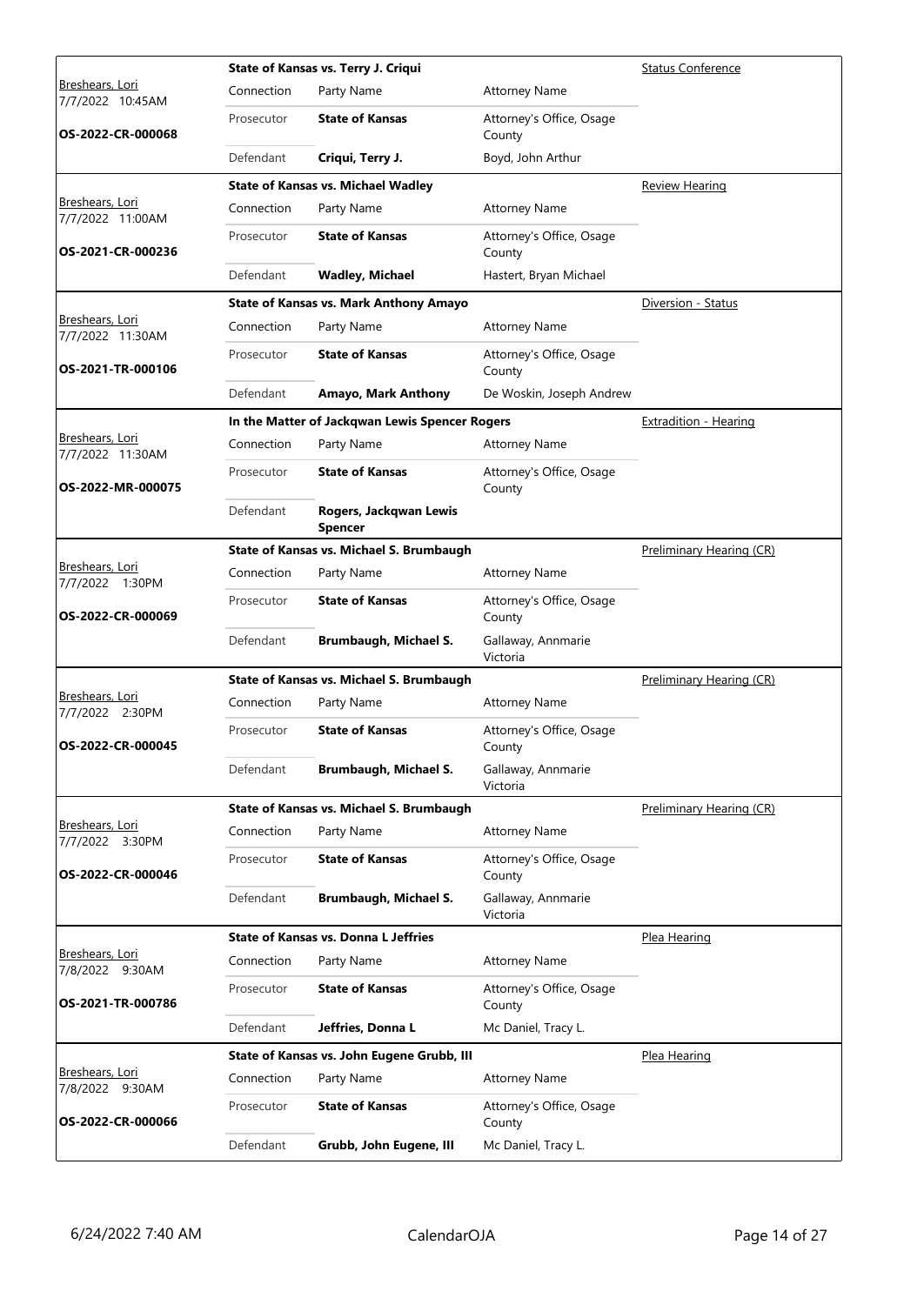| Judge / Date / Case | Connection | Party Name | Attorney Name | Hearing Type |
|---|---|---|---|---|
| | **State of Kansas vs. Terry J. Criqui** | | | Status Conference |
| Breshears, Lori 7/7/2022 10:45AM | Connection | Party Name | Attorney Name | |
| **OS-2022-CR-000068** | Prosecutor | **State of Kansas** | Attorney's Office, Osage County | |
| | Defendant | **Criqui, Terry J.** | Boyd, John Arthur | |
| | **State of Kansas vs. Michael Wadley** | | | Review Hearing |
| Breshears, Lori 7/7/2022 11:00AM | Connection | Party Name | Attorney Name | |
| **OS-2021-CR-000236** | Prosecutor | **State of Kansas** | Attorney's Office, Osage County | |
| | Defendant | **Wadley, Michael** | Hastert, Bryan Michael | |
| | **State of Kansas vs. Mark Anthony Amayo** | | | Diversion - Status |
| Breshears, Lori 7/7/2022 11:30AM | Connection | Party Name | Attorney Name | |
| **OS-2021-TR-000106** | Prosecutor | **State of Kansas** | Attorney's Office, Osage County | |
| | Defendant | **Amayo, Mark Anthony** | De Woskin, Joseph Andrew | |
| | **In the Matter of Jackqwan Lewis Spencer Rogers** | | | Extradition - Hearing |
| Breshears, Lori 7/7/2022 11:30AM | Connection | Party Name | Attorney Name | |
| **OS-2022-MR-000075** | Prosecutor | **State of Kansas** | Attorney's Office, Osage County | |
| | Defendant | **Rogers, Jackqwan Lewis Spencer** | | |
| | **State of Kansas vs. Michael S. Brumbaugh** | | | Preliminary Hearing (CR) |
| Breshears, Lori 7/7/2022 1:30PM | Connection | Party Name | Attorney Name | |
| **OS-2022-CR-000069** | Prosecutor | **State of Kansas** | Attorney's Office, Osage County | |
| | Defendant | **Brumbaugh, Michael S.** | Gallaway, Annmarie Victoria | |
| | **State of Kansas vs. Michael S. Brumbaugh** | | | Preliminary Hearing (CR) |
| Breshears, Lori 7/7/2022 2:30PM | Connection | Party Name | Attorney Name | |
| **OS-2022-CR-000045** | Prosecutor | **State of Kansas** | Attorney's Office, Osage County | |
| | Defendant | **Brumbaugh, Michael S.** | Gallaway, Annmarie Victoria | |
| | **State of Kansas vs. Michael S. Brumbaugh** | | | Preliminary Hearing (CR) |
| Breshears, Lori 7/7/2022 3:30PM | Connection | Party Name | Attorney Name | |
| **OS-2022-CR-000046** | Prosecutor | **State of Kansas** | Attorney's Office, Osage County | |
| | Defendant | **Brumbaugh, Michael S.** | Gallaway, Annmarie Victoria | |
| | **State of Kansas vs. Donna L Jeffries** | | | Plea Hearing |
| Breshears, Lori 7/8/2022 9:30AM | Connection | Party Name | Attorney Name | |
| **OS-2021-TR-000786** | Prosecutor | **State of Kansas** | Attorney's Office, Osage County | |
| | Defendant | **Jeffries, Donna L** | Mc Daniel, Tracy L. | |
| | **State of Kansas vs. John Eugene Grubb, III** | | | Plea Hearing |
| Breshears, Lori 7/8/2022 9:30AM | Connection | Party Name | Attorney Name | |
| **OS-2022-CR-000066** | Prosecutor | **State of Kansas** | Attorney's Office, Osage County | |
| | Defendant | **Grubb, John Eugene, III** | Mc Daniel, Tracy L. | |

6/24/2022 7:40 AM CalendarOJA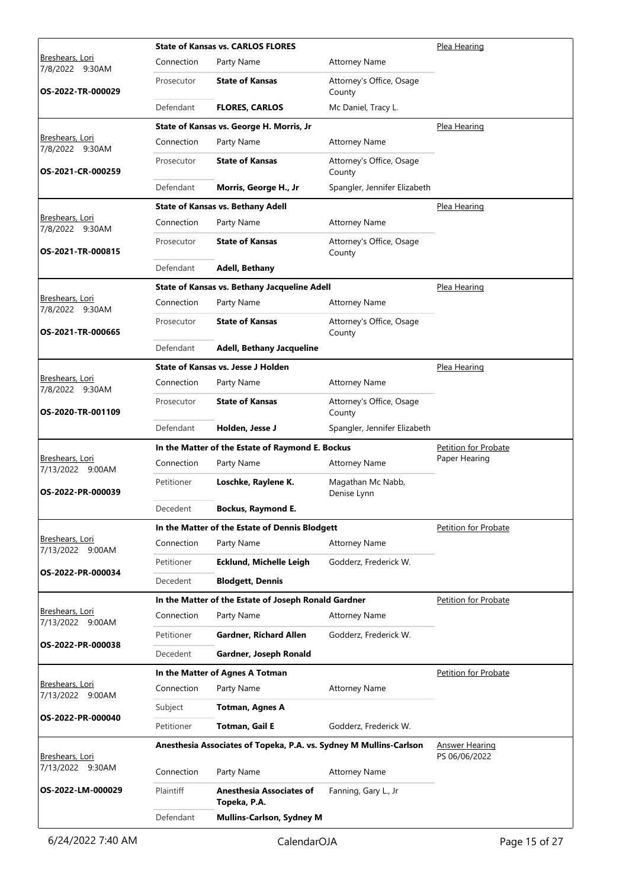| Judge / Date / Case | Case Title | | | Hearing Type |
|---|---|---|---|---|
| Breshears, Lori<br>7/8/2022 9:30AM<br>**OS-2022-TR-000029** | **State of Kansas vs. CARLOS FLORES** | | | Plea Hearing |
| | Connection | Party Name | Attorney Name | |
| | Prosecutor | **State of Kansas** | Attorney's Office, Osage County | |
| | Defendant | **FLORES, CARLOS** | Mc Daniel, Tracy L. | |
| Breshears, Lori<br>7/8/2022 9:30AM<br>**OS-2021-CR-000259** | **State of Kansas vs. George H. Morris, Jr** | | | Plea Hearing |
| | Connection | Party Name | Attorney Name | |
| | Prosecutor | **State of Kansas** | Attorney's Office, Osage County | |
| | Defendant | **Morris, George H., Jr** | Spangler, Jennifer Elizabeth | |
| Breshears, Lori<br>7/8/2022 9:30AM<br>**OS-2021-TR-000815** | **State of Kansas vs. Bethany Adell** | | | Plea Hearing |
| | Connection | Party Name | Attorney Name | |
| | Prosecutor | **State of Kansas** | Attorney's Office, Osage County | |
| | Defendant | **Adell, Bethany** | | |
| Breshears, Lori<br>7/8/2022 9:30AM<br>**OS-2021-TR-000665** | **State of Kansas vs. Bethany Jacqueline Adell** | | | Plea Hearing |
| | Connection | Party Name | Attorney Name | |
| | Prosecutor | **State of Kansas** | Attorney's Office, Osage County | |
| | Defendant | **Adell, Bethany Jacqueline** | | |
| Breshears, Lori<br>7/8/2022 9:30AM<br>**OS-2020-TR-001109** | **State of Kansas vs. Jesse J Holden** | | | Plea Hearing |
| | Connection | Party Name | Attorney Name | |
| | Prosecutor | **State of Kansas** | Attorney's Office, Osage County | |
| | Defendant | **Holden, Jesse J** | Spangler, Jennifer Elizabeth | |
| Breshears, Lori<br>7/13/2022 9:00AM<br>**OS-2022-PR-000039** | **In the Matter of the Estate of Raymond E. Bockus** | | | Petition for Probate Paper Hearing |
| | Connection | Party Name | Attorney Name | |
| | Petitioner | **Loschke, Raylene K.** | Magathan Mc Nabb, Denise Lynn | |
| | Decedent | **Bockus, Raymond E.** | | |
| Breshears, Lori<br>7/13/2022 9:00AM<br>**OS-2022-PR-000034** | **In the Matter of the Estate of Dennis Blodgett** | | | Petition for Probate |
| | Connection | Party Name | Attorney Name | |
| | Petitioner | **Ecklund, Michelle Leigh** | Godderz, Frederick W. | |
| | Decedent | **Blodgett, Dennis** | | |
| Breshears, Lori<br>7/13/2022 9:00AM<br>**OS-2022-PR-000038** | **In the Matter of the Estate of Joseph Ronald Gardner** | | | Petition for Probate |
| | Connection | Party Name | Attorney Name | |
| | Petitioner | **Gardner, Richard Allen** | Godderz, Frederick W. | |
| | Decedent | **Gardner, Joseph Ronald** | | |
| Breshears, Lori<br>7/13/2022 9:00AM<br>**OS-2022-PR-000040** | **In the Matter of Agnes A Totman** | | | Petition for Probate |
| | Connection | Party Name | Attorney Name | |
| | Subject | **Totman, Agnes A** | | |
| | Petitioner | **Totman, Gail E** | Godderz, Frederick W. | |
| Breshears, Lori<br>7/13/2022 9:30AM<br>**OS-2022-LM-000029** | **Anesthesia Associates of Topeka, P.A. vs. Sydney M Mullins-Carlson** | | | Answer Hearing PS 06/06/2022 |
| | Connection | Party Name | Attorney Name | |
| | Plaintiff | **Anesthesia Associates of Topeka, P.A.** | Fanning, Gary L., Jr | |
| | Defendant | **Mullins-Carlson, Sydney M** | | |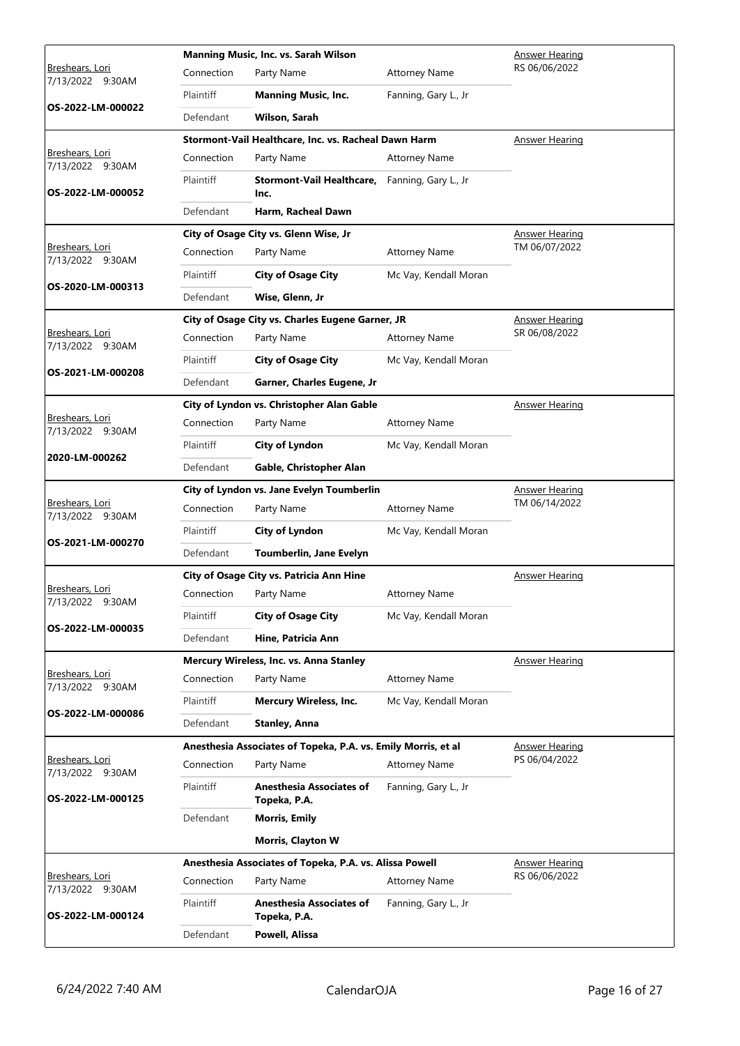| Judge / Date / Case | Case Title | Connection | Party Name | Attorney Name | Hearing |
|---|---|---|---|---|---|
| Breshears, Lori<br>7/13/2022 9:30AM<br>**OS-2022-LM-000022** | **Manning Music, Inc. vs. Sarah Wilson** | Plaintiff | **Manning Music, Inc.** | Fanning, Gary L., Jr | Answer Hearing<br>RS 06/06/2022 |
| | | Defendant | **Wilson, Sarah** | | |
| Breshears, Lori<br>7/13/2022 9:30AM<br>**OS-2022-LM-000052** | **Stormont-Vail Healthcare, Inc. vs. Racheal Dawn Harm** | Plaintiff | **Stormont-Vail Healthcare, Inc.** | Fanning, Gary L., Jr | Answer Hearing |
| | | Defendant | **Harm, Racheal Dawn** | | |
| Breshears, Lori<br>7/13/2022 9:30AM<br>**OS-2020-LM-000313** | **City of Osage City vs. Glenn Wise, Jr** | Plaintiff | **City of Osage City** | Mc Vay, Kendall Moran | Answer Hearing<br>TM 06/07/2022 |
| | | Defendant | **Wise, Glenn, Jr** | | |
| Breshears, Lori<br>7/13/2022 9:30AM<br>**OS-2021-LM-000208** | **City of Osage City vs. Charles Eugene Garner, JR** | Plaintiff | **City of Osage City** | Mc Vay, Kendall Moran | Answer Hearing<br>SR 06/08/2022 |
| | | Defendant | **Garner, Charles Eugene, Jr** | | |
| Breshears, Lori<br>7/13/2022 9:30AM<br>**2020-LM-000262** | **City of Lyndon vs. Christopher Alan Gable** | Plaintiff | **City of Lyndon** | Mc Vay, Kendall Moran | Answer Hearing |
| | | Defendant | **Gable, Christopher Alan** | | |
| Breshears, Lori<br>7/13/2022 9:30AM<br>**OS-2021-LM-000270** | **City of Lyndon vs. Jane Evelyn Toumberlin** | Plaintiff | **City of Lyndon** | Mc Vay, Kendall Moran | Answer Hearing<br>TM 06/14/2022 |
| | | Defendant | **Toumberlin, Jane Evelyn** | | |
| Breshears, Lori<br>7/13/2022 9:30AM<br>**OS-2022-LM-000035** | **City of Osage City vs. Patricia Ann Hine** | Plaintiff | **City of Osage City** | Mc Vay, Kendall Moran | Answer Hearing |
| | | Defendant | **Hine, Patricia Ann** | | |
| Breshears, Lori<br>7/13/2022 9:30AM<br>**OS-2022-LM-000086** | **Mercury Wireless, Inc. vs. Anna Stanley** | Plaintiff | **Mercury Wireless, Inc.** | Mc Vay, Kendall Moran | Answer Hearing |
| | | Defendant | **Stanley, Anna** | | |
| Breshears, Lori<br>7/13/2022 9:30AM<br>**OS-2022-LM-000125** | **Anesthesia Associates of Topeka, P.A. vs. Emily Morris, et al** | Plaintiff | **Anesthesia Associates of Topeka, P.A.** | Fanning, Gary L., Jr | Answer Hearing<br>PS 06/04/2022 |
| | | Defendant | **Morris, Emily** | | |
| | | | **Morris, Clayton W** | | |
| Breshears, Lori<br>7/13/2022 9:30AM<br>**OS-2022-LM-000124** | **Anesthesia Associates of Topeka, P.A. vs. Alissa Powell** | Plaintiff | **Anesthesia Associates of Topeka, P.A.** | Fanning, Gary L., Jr | Answer Hearing<br>RS 06/06/2022 |
| | | Defendant | **Powell, Alissa** | | |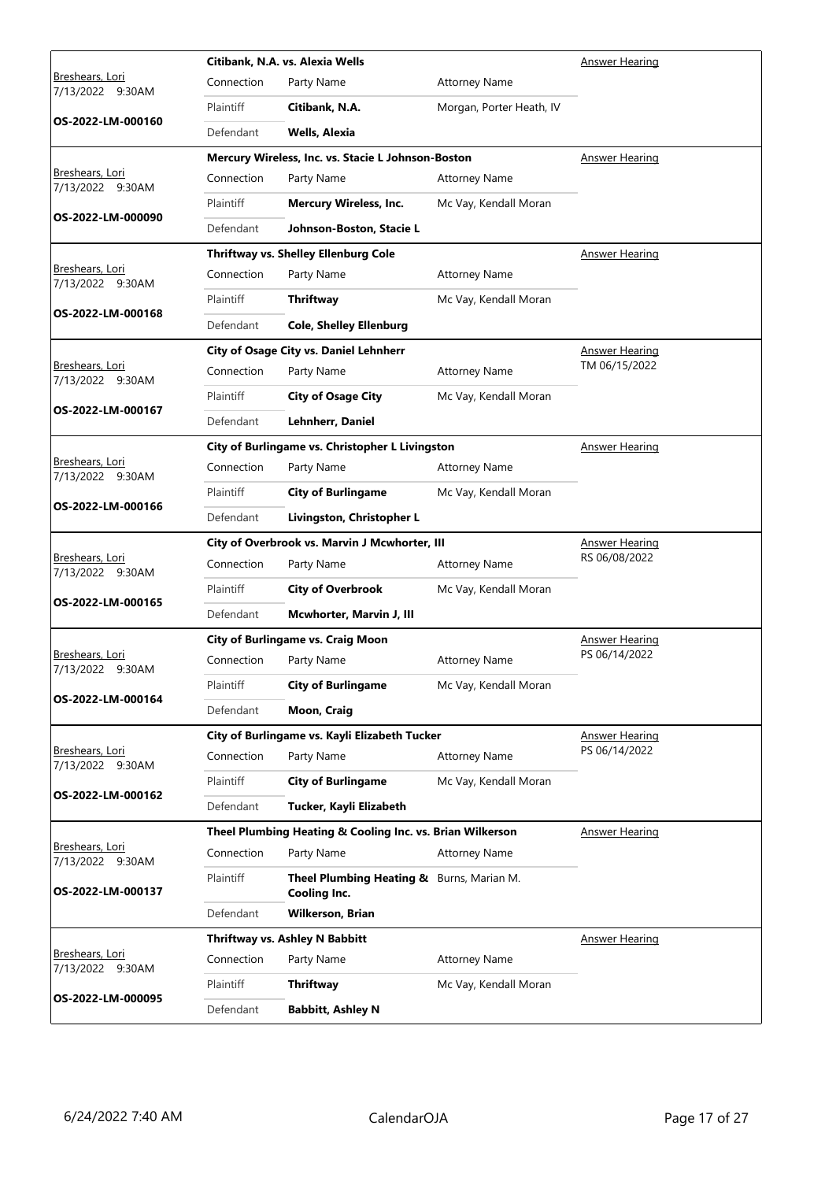| Judge / Date / Case | Case | Connection | Party Name | Attorney Name | Hearing |
| --- | --- | --- | --- | --- | --- |
| Breshears, Lori 7/13/2022 9:30AM **OS-2022-LM-000160** | **Citibank, N.A. vs. Alexia Wells** | Plaintiff | **Citibank, N.A.** | Morgan, Porter Heath, IV | Answer Hearing |
| | | Defendant | **Wells, Alexia** | | |
| Breshears, Lori 7/13/2022 9:30AM **OS-2022-LM-000090** | **Mercury Wireless, Inc. vs. Stacie L Johnson-Boston** | Plaintiff | **Mercury Wireless, Inc.** | Mc Vay, Kendall Moran | Answer Hearing |
| | | Defendant | **Johnson-Boston, Stacie L** | | |
| Breshears, Lori 7/13/2022 9:30AM **OS-2022-LM-000168** | **Thriftway vs. Shelley Ellenburg Cole** | Plaintiff | **Thriftway** | Mc Vay, Kendall Moran | Answer Hearing |
| | | Defendant | **Cole, Shelley Ellenburg** | | |
| Breshears, Lori 7/13/2022 9:30AM **OS-2022-LM-000167** | **City of Osage City vs. Daniel Lehnherr** | Plaintiff | **City of Osage City** | Mc Vay, Kendall Moran | Answer Hearing TM 06/15/2022 |
| | | Defendant | **Lehnherr, Daniel** | | |
| Breshears, Lori 7/13/2022 9:30AM **OS-2022-LM-000166** | **City of Burlingame vs. Christopher L Livingston** | Plaintiff | **City of Burlingame** | Mc Vay, Kendall Moran | Answer Hearing |
| | | Defendant | **Livingston, Christopher L** | | |
| Breshears, Lori 7/13/2022 9:30AM **OS-2022-LM-000165** | **City of Overbrook vs. Marvin J Mcwhorter, III** | Plaintiff | **City of Overbrook** | Mc Vay, Kendall Moran | Answer Hearing RS 06/08/2022 |
| | | Defendant | **Mcwhorter, Marvin J, III** | | |
| Breshears, Lori 7/13/2022 9:30AM **OS-2022-LM-000164** | **City of Burlingame vs. Craig Moon** | Plaintiff | **City of Burlingame** | Mc Vay, Kendall Moran | Answer Hearing PS 06/14/2022 |
| | | Defendant | **Moon, Craig** | | |
| Breshears, Lori 7/13/2022 9:30AM **OS-2022-LM-000162** | **City of Burlingame vs. Kayli Elizabeth Tucker** | Plaintiff | **City of Burlingame** | Mc Vay, Kendall Moran | Answer Hearing PS 06/14/2022 |
| | | Defendant | **Tucker, Kayli Elizabeth** | | |
| Breshears, Lori 7/13/2022 9:30AM **OS-2022-LM-000137** | **Theel Plumbing Heating & Cooling Inc. vs. Brian Wilkerson** | Plaintiff | **Theel Plumbing Heating & Cooling Inc.** | Burns, Marian M. | Answer Hearing |
| | | Defendant | **Wilkerson, Brian** | | |
| Breshears, Lori 7/13/2022 9:30AM **OS-2022-LM-000095** | **Thriftway vs. Ashley N Babbitt** | Plaintiff | **Thriftway** | Mc Vay, Kendall Moran | Answer Hearing |
| | | Defendant | **Babbitt, Ashley N** | | |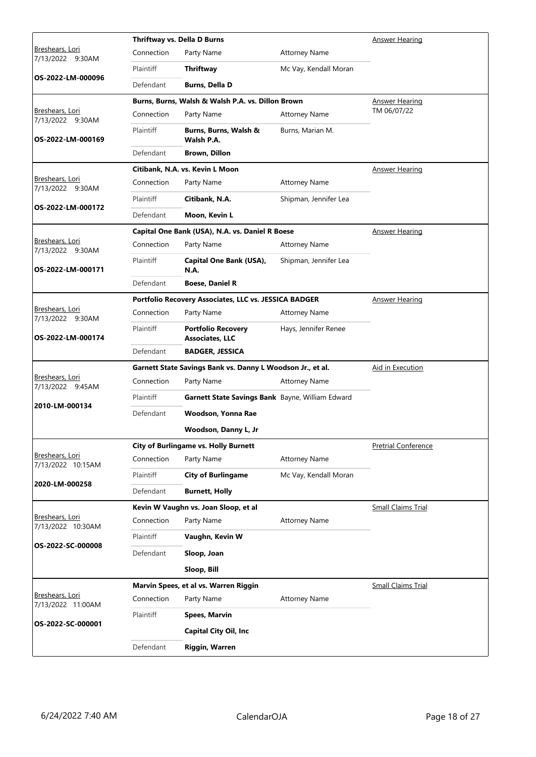| Judge / Date / Case | Case | | | Hearing Type |
|---|---|---|---|---|
| Breshears, Lori 7/13/2022 9:30AM **OS-2022-LM-000096** | **Thriftway vs. Della D Burns** | | | Answer Hearing |
| | Connection | Party Name | Attorney Name | |
| | Plaintiff | **Thriftway** | Mc Vay, Kendall Moran | |
| | Defendant | **Burns, Della D** | | |
| Breshears, Lori 7/13/2022 9:30AM **OS-2022-LM-000169** | **Burns, Burns, Walsh & Walsh P.A. vs. Dillon Brown** | | | Answer Hearing TM 06/07/22 |
| | Connection | Party Name | Attorney Name | |
| | Plaintiff | **Burns, Burns, Walsh & Walsh P.A.** | Burns, Marian M. | |
| | Defendant | **Brown, Dillon** | | |
| Breshears, Lori 7/13/2022 9:30AM **OS-2022-LM-000172** | **Citibank, N.A. vs. Kevin L Moon** | | | Answer Hearing |
| | Connection | Party Name | Attorney Name | |
| | Plaintiff | **Citibank, N.A.** | Shipman, Jennifer Lea | |
| | Defendant | **Moon, Kevin L** | | |
| Breshears, Lori 7/13/2022 9:30AM **OS-2022-LM-000171** | **Capital One Bank (USA), N.A. vs. Daniel R Boese** | | | Answer Hearing |
| | Connection | Party Name | Attorney Name | |
| | Plaintiff | **Capital One Bank (USA), N.A.** | Shipman, Jennifer Lea | |
| | Defendant | **Boese, Daniel R** | | |
| Breshears, Lori 7/13/2022 9:30AM **OS-2022-LM-000174** | **Portfolio Recovery Associates, LLC vs. JESSICA BADGER** | | | Answer Hearing |
| | Connection | Party Name | Attorney Name | |
| | Plaintiff | **Portfolio Recovery Associates, LLC** | Hays, Jennifer Renee | |
| | Defendant | **BADGER, JESSICA** | | |
| Breshears, Lori 7/13/2022 9:45AM **2010-LM-000134** | **Garnett State Savings Bank vs. Danny L Woodson Jr., et al.** | | | Aid in Execution |
| | Connection | Party Name | Attorney Name | |
| | Plaintiff | **Garnett State Savings Bank** | Bayne, William Edward | |
| | Defendant | **Woodson, Yonna Rae** | | |
| | | **Woodson, Danny L, Jr** | | |
| Breshears, Lori 7/13/2022 10:15AM **2020-LM-000258** | **City of Burlingame vs. Holly Burnett** | | | Pretrial Conference |
| | Connection | Party Name | Attorney Name | |
| | Plaintiff | **City of Burlingame** | Mc Vay, Kendall Moran | |
| | Defendant | **Burnett, Holly** | | |
| Breshears, Lori 7/13/2022 10:30AM **OS-2022-SC-000008** | **Kevin W Vaughn vs. Joan Sloop, et al** | | | Small Claims Trial |
| | Connection | Party Name | Attorney Name | |
| | Plaintiff | **Vaughn, Kevin W** | | |
| | Defendant | **Sloop, Joan** | | |
| | | **Sloop, Bill** | | |
| Breshears, Lori 7/13/2022 11:00AM **OS-2022-SC-000001** | **Marvin Spees, et al vs. Warren Riggin** | | | Small Claims Trial |
| | Connection | Party Name | Attorney Name | |
| | Plaintiff | **Spees, Marvin** | | |
| | | **Capital City Oil, Inc** | | |
| | Defendant | **Riggin, Warren** | | |

6/24/2022 7:40 AM CalendarOJA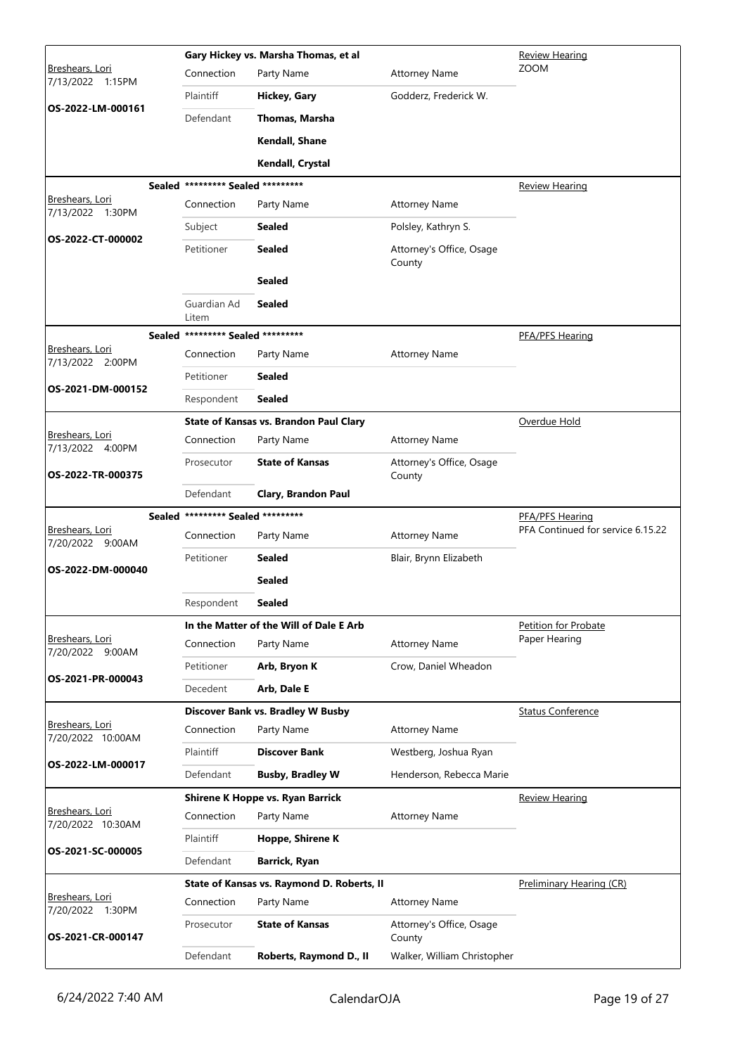| Judge / Date / Case | Case Title | | | Hearing |
|---|---|---|---|---|
| Breshears, Lori 7/13/2022 1:15PM **OS-2022-LM-000161** | **Gary Hickey vs. Marsha Thomas, et al** | | | Review Hearing ZOOM |
| | Connection | Party Name | Attorney Name | |
| | Plaintiff | **Hickey, Gary** | Godderz, Frederick W. | |
| | Defendant | **Thomas, Marsha** | | |
| | | **Kendall, Shane** | | |
| | | **Kendall, Crystal** | | |

| Judge / Date / Case | Case Title | | | Hearing |
|---|---|---|---|---|
| Breshears, Lori 7/13/2022 1:30PM **OS-2022-CT-000002** | **Sealed \*\*\*\*\*\*\*\*\* Sealed \*\*\*\*\*\*\*\*\*** | | | Review Hearing |
| | Connection | Party Name | Attorney Name | |
| | Subject | **Sealed** | Polsley, Kathryn S. | |
| | Petitioner | **Sealed** | Attorney's Office, Osage County | |
| | | **Sealed** | | |
| | Guardian Ad Litem | **Sealed** | | |

| Judge / Date / Case | Case Title | | | Hearing |
|---|---|---|---|---|
| Breshears, Lori 7/13/2022 2:00PM **OS-2021-DM-000152** | **Sealed \*\*\*\*\*\*\*\*\* Sealed \*\*\*\*\*\*\*\*\*** | | | PFA/PFS Hearing |
| | Connection | Party Name | Attorney Name | |
| | Petitioner | **Sealed** | | |
| | Respondent | **Sealed** | | |

| Judge / Date / Case | Case Title | | | Hearing |
|---|---|---|---|---|
| Breshears, Lori 7/13/2022 4:00PM **OS-2022-TR-000375** | **State of Kansas vs. Brandon Paul Clary** | | | Overdue Hold |
| | Connection | Party Name | Attorney Name | |
| | Prosecutor | **State of Kansas** | Attorney's Office, Osage County | |
| | Defendant | **Clary, Brandon Paul** | | |

| Judge / Date / Case | Case Title | | | Hearing |
|---|---|---|---|---|
| Breshears, Lori 7/20/2022 9:00AM **OS-2022-DM-000040** | **Sealed \*\*\*\*\*\*\*\*\* Sealed \*\*\*\*\*\*\*\*\*** | | | PFA/PFS Hearing PFA Continued for service 6.15.22 |
| | Connection | Party Name | Attorney Name | |
| | Petitioner | **Sealed** | Blair, Brynn Elizabeth | |
| | | **Sealed** | | |
| | Respondent | **Sealed** | | |

| Judge / Date / Case | Case Title | | | Hearing |
|---|---|---|---|---|
| Breshears, Lori 7/20/2022 9:00AM **OS-2021-PR-000043** | **In the Matter of the Will of Dale E Arb** | | | Petition for Probate Paper Hearing |
| | Connection | Party Name | Attorney Name | |
| | Petitioner | **Arb, Bryon K** | Crow, Daniel Wheadon | |
| | Decedent | **Arb, Dale E** | | |

| Judge / Date / Case | Case Title | | | Hearing |
|---|---|---|---|---|
| Breshears, Lori 7/20/2022 10:00AM **OS-2022-LM-000017** | **Discover Bank vs. Bradley W Busby** | | | Status Conference |
| | Connection | Party Name | Attorney Name | |
| | Plaintiff | **Discover Bank** | Westberg, Joshua Ryan | |
| | Defendant | **Busby, Bradley W** | Henderson, Rebecca Marie | |

| Judge / Date / Case | Case Title | | | Hearing |
|---|---|---|---|---|
| Breshears, Lori 7/20/2022 10:30AM **OS-2021-SC-000005** | **Shirene K Hoppe vs. Ryan Barrick** | | | Review Hearing |
| | Connection | Party Name | Attorney Name | |
| | Plaintiff | **Hoppe, Shirene K** | | |
| | Defendant | **Barrick, Ryan** | | |

| Judge / Date / Case | Case Title | | | Hearing |
|---|---|---|---|---|
| Breshears, Lori 7/20/2022 1:30PM **OS-2021-CR-000147** | **State of Kansas vs. Raymond D. Roberts, II** | | | Preliminary Hearing (CR) |
| | Connection | Party Name | Attorney Name | |
| | Prosecutor | **State of Kansas** | Attorney's Office, Osage County | |
| | Defendant | **Roberts, Raymond D., II** | Walker, William Christopher | |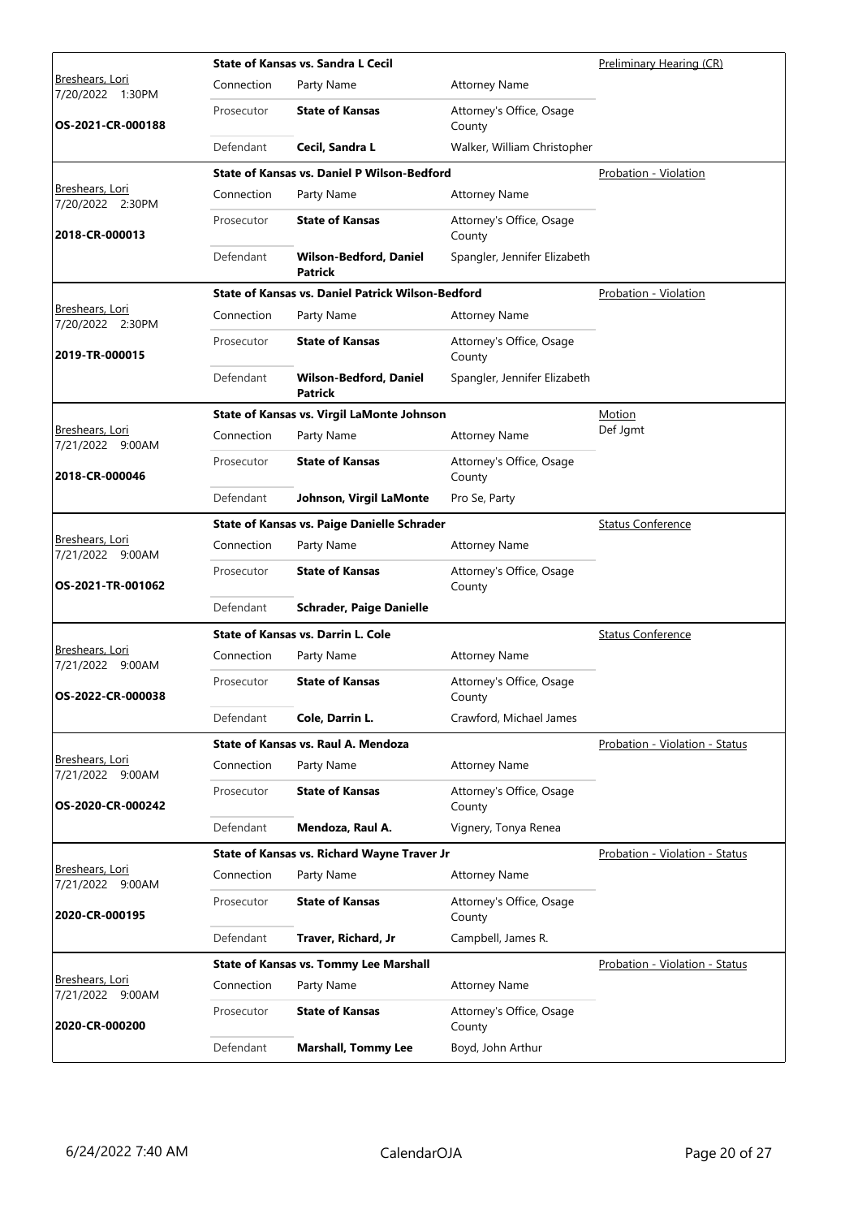| Judge / Date / Case | Case Title | Connection | Party Name | Attorney Name | Hearing Type |
|---|---|---|---|---|---|
| Breshears, Lori<br>7/20/2022 1:30PM<br>**OS-2021-CR-000188** | **State of Kansas vs. Sandra L Cecil** | Prosecutor | **State of Kansas** | Attorney's Office, Osage County | Preliminary Hearing (CR) |
| | | Defendant | **Cecil, Sandra L** | Walker, William Christopher | |
| Breshears, Lori<br>7/20/2022 2:30PM<br>**2018-CR-000013** | **State of Kansas vs. Daniel P Wilson-Bedford** | Prosecutor | **State of Kansas** | Attorney's Office, Osage County | Probation - Violation |
| | | Defendant | **Wilson-Bedford, Daniel Patrick** | Spangler, Jennifer Elizabeth | |
| Breshears, Lori<br>7/20/2022 2:30PM<br>**2019-TR-000015** | **State of Kansas vs. Daniel Patrick Wilson-Bedford** | Prosecutor | **State of Kansas** | Attorney's Office, Osage County | Probation - Violation |
| | | Defendant | **Wilson-Bedford, Daniel Patrick** | Spangler, Jennifer Elizabeth | |
| Breshears, Lori<br>7/21/2022 9:00AM<br>**2018-CR-000046** | **State of Kansas vs. Virgil LaMonte Johnson** | Prosecutor | **State of Kansas** | Attorney's Office, Osage County | Motion<br>Def Jgmt |
| | | Defendant | **Johnson, Virgil LaMonte** | Pro Se, Party | |
| Breshears, Lori<br>7/21/2022 9:00AM<br>**OS-2021-TR-001062** | **State of Kansas vs. Paige Danielle Schrader** | Prosecutor | **State of Kansas** | Attorney's Office, Osage County | Status Conference |
| | | Defendant | **Schrader, Paige Danielle** | | |
| Breshears, Lori<br>7/21/2022 9:00AM<br>**OS-2022-CR-000038** | **State of Kansas vs. Darrin L. Cole** | Prosecutor | **State of Kansas** | Attorney's Office, Osage County | Status Conference |
| | | Defendant | **Cole, Darrin L.** | Crawford, Michael James | |
| Breshears, Lori<br>7/21/2022 9:00AM<br>**OS-2020-CR-000242** | **State of Kansas vs. Raul A. Mendoza** | Prosecutor | **State of Kansas** | Attorney's Office, Osage County | Probation - Violation - Status |
| | | Defendant | **Mendoza, Raul A.** | Vignery, Tonya Renea | |
| Breshears, Lori<br>7/21/2022 9:00AM<br>**2020-CR-000195** | **State of Kansas vs. Richard Wayne Traver Jr** | Prosecutor | **State of Kansas** | Attorney's Office, Osage County | Probation - Violation - Status |
| | | Defendant | **Traver, Richard, Jr** | Campbell, James R. | |
| Breshears, Lori<br>7/21/2022 9:00AM<br>**2020-CR-000200** | **State of Kansas vs. Tommy Lee Marshall** | Prosecutor | **State of Kansas** | Attorney's Office, Osage County | Probation - Violation - Status |
| | | Defendant | **Marshall, Tommy Lee** | Boyd, John Arthur | |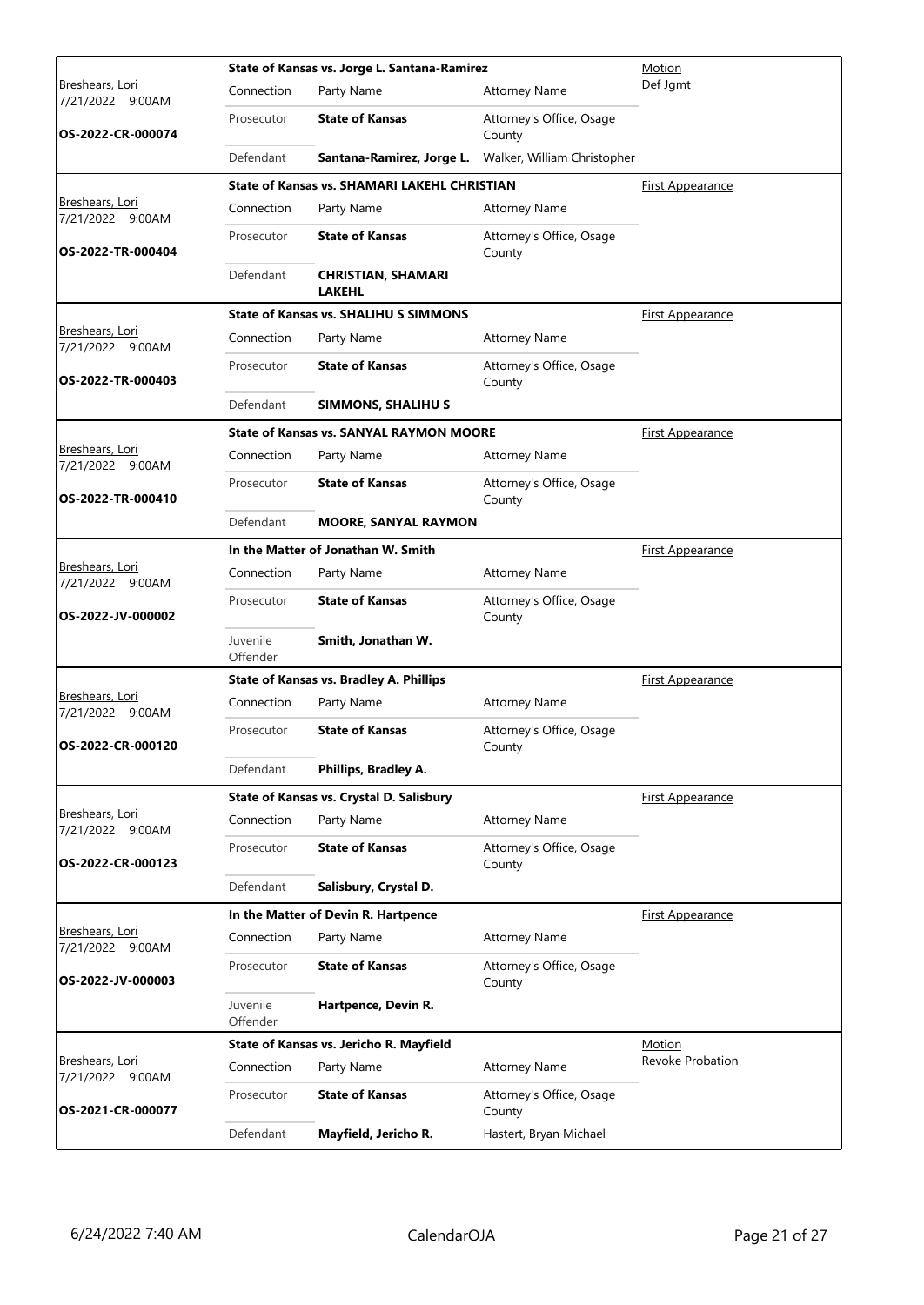| Judge / Date / Case | Case Title | Connection | Party Name | Attorney Name | Hearing Type |
|---|---|---|---|---|---|
| Breshears, Lori<br>7/21/2022 9:00AM<br>**OS-2022-CR-000074** | **State of Kansas vs. Jorge L. Santana-Ramirez** | Prosecutor | **State of Kansas** | Attorney's Office, Osage County | Motion<br>Def Jgmt |
| | | Defendant | **Santana-Ramirez, Jorge L.** | Walker, William Christopher | |
| Breshears, Lori<br>7/21/2022 9:00AM<br>**OS-2022-TR-000404** | **State of Kansas vs. SHAMARI LAKEHL CHRISTIAN** | Prosecutor | **State of Kansas** | Attorney's Office, Osage County | First Appearance |
| | | Defendant | **CHRISTIAN, SHAMARI LAKEHL** | | |
| Breshears, Lori<br>7/21/2022 9:00AM<br>**OS-2022-TR-000403** | **State of Kansas vs. SHALIHU S SIMMONS** | Prosecutor | **State of Kansas** | Attorney's Office, Osage County | First Appearance |
| | | Defendant | **SIMMONS, SHALIHU S** | | |
| Breshears, Lori<br>7/21/2022 9:00AM<br>**OS-2022-TR-000410** | **State of Kansas vs. SANYAL RAYMON MOORE** | Prosecutor | **State of Kansas** | Attorney's Office, Osage County | First Appearance |
| | | Defendant | **MOORE, SANYAL RAYMON** | | |
| Breshears, Lori<br>7/21/2022 9:00AM<br>**OS-2022-JV-000002** | **In the Matter of Jonathan W. Smith** | Prosecutor | **State of Kansas** | Attorney's Office, Osage County | First Appearance |
| | | Juvenile Offender | **Smith, Jonathan W.** | | |
| Breshears, Lori<br>7/21/2022 9:00AM<br>**OS-2022-CR-000120** | **State of Kansas vs. Bradley A. Phillips** | Prosecutor | **State of Kansas** | Attorney's Office, Osage County | First Appearance |
| | | Defendant | **Phillips, Bradley A.** | | |
| Breshears, Lori<br>7/21/2022 9:00AM<br>**OS-2022-CR-000123** | **State of Kansas vs. Crystal D. Salisbury** | Prosecutor | **State of Kansas** | Attorney's Office, Osage County | First Appearance |
| | | Defendant | **Salisbury, Crystal D.** | | |
| Breshears, Lori<br>7/21/2022 9:00AM<br>**OS-2022-JV-000003** | **In the Matter of Devin R. Hartpence** | Prosecutor | **State of Kansas** | Attorney's Office, Osage County | First Appearance |
| | | Juvenile Offender | **Hartpence, Devin R.** | | |
| Breshears, Lori<br>7/21/2022 9:00AM<br>**OS-2021-CR-000077** | **State of Kansas vs. Jericho R. Mayfield** | Prosecutor | **State of Kansas** | Attorney's Office, Osage County | Motion<br>Revoke Probation |
| | | Defendant | **Mayfield, Jericho R.** | Hastert, Bryan Michael | |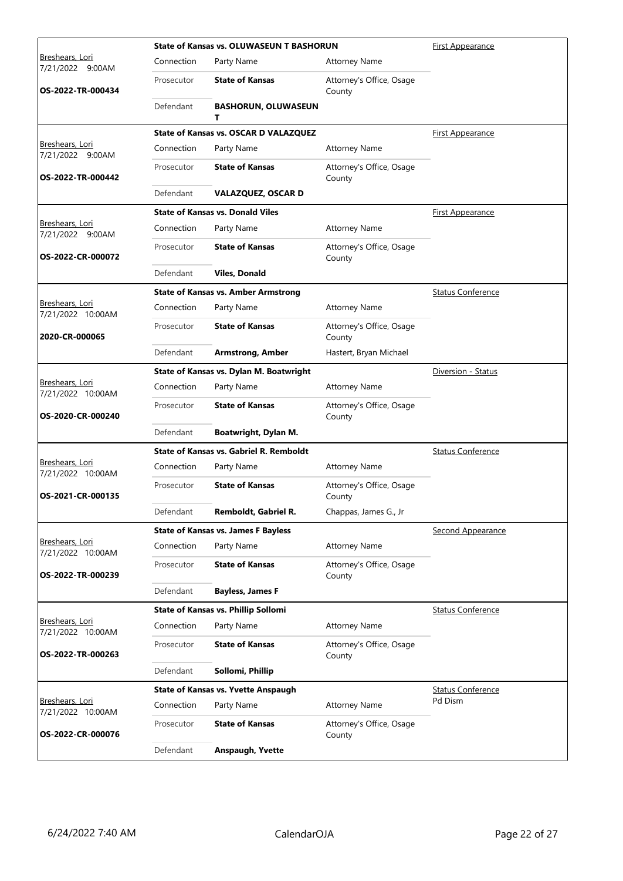| Judge / Date / Case | Case Title | Connection | Party Name | Attorney Name | Hearing Type |
|---|---|---|---|---|---|
| Breshears, Lori 7/21/2022 9:00AM **OS-2022-TR-000434** | **State of Kansas vs. OLUWASEUN T BASHORUN** | Prosecutor | **State of Kansas** | Attorney's Office, Osage County | First Appearance |
| | | Defendant | **BASHORUN, OLUWASEUN T** | | |
| Breshears, Lori 7/21/2022 9:00AM **OS-2022-TR-000442** | **State of Kansas vs. OSCAR D VALAZQUEZ** | Prosecutor | **State of Kansas** | Attorney's Office, Osage County | First Appearance |
| | | Defendant | **VALAZQUEZ, OSCAR D** | | |
| Breshears, Lori 7/21/2022 9:00AM **OS-2022-CR-000072** | **State of Kansas vs. Donald Viles** | Prosecutor | **State of Kansas** | Attorney's Office, Osage County | First Appearance |
| | | Defendant | **Viles, Donald** | | |
| Breshears, Lori 7/21/2022 10:00AM **2020-CR-000065** | **State of Kansas vs. Amber Armstrong** | Prosecutor | **State of Kansas** | Attorney's Office, Osage County | Status Conference |
| | | Defendant | **Armstrong, Amber** | Hastert, Bryan Michael | |
| Breshears, Lori 7/21/2022 10:00AM **OS-2020-CR-000240** | **State of Kansas vs. Dylan M. Boatwright** | Prosecutor | **State of Kansas** | Attorney's Office, Osage County | Diversion - Status |
| | | Defendant | **Boatwright, Dylan M.** | | |
| Breshears, Lori 7/21/2022 10:00AM **OS-2021-CR-000135** | **State of Kansas vs. Gabriel R. Remboldt** | Prosecutor | **State of Kansas** | Attorney's Office, Osage County | Status Conference |
| | | Defendant | **Remboldt, Gabriel R.** | Chappas, James G., Jr | |
| Breshears, Lori 7/21/2022 10:00AM **OS-2022-TR-000239** | **State of Kansas vs. James F Bayless** | Prosecutor | **State of Kansas** | Attorney's Office, Osage County | Second Appearance |
| | | Defendant | **Bayless, James F** | | |
| Breshears, Lori 7/21/2022 10:00AM **OS-2022-TR-000263** | **State of Kansas vs. Phillip Sollomi** | Prosecutor | **State of Kansas** | Attorney's Office, Osage County | Status Conference |
| | | Defendant | **Sollomi, Phillip** | | |
| Breshears, Lori 7/21/2022 10:00AM **OS-2022-CR-000076** | **State of Kansas vs. Yvette Anspaugh** | Prosecutor | **State of Kansas** | Attorney's Office, Osage County | Status Conference Pd Dism |
| | | Defendant | **Anspaugh, Yvette** | | |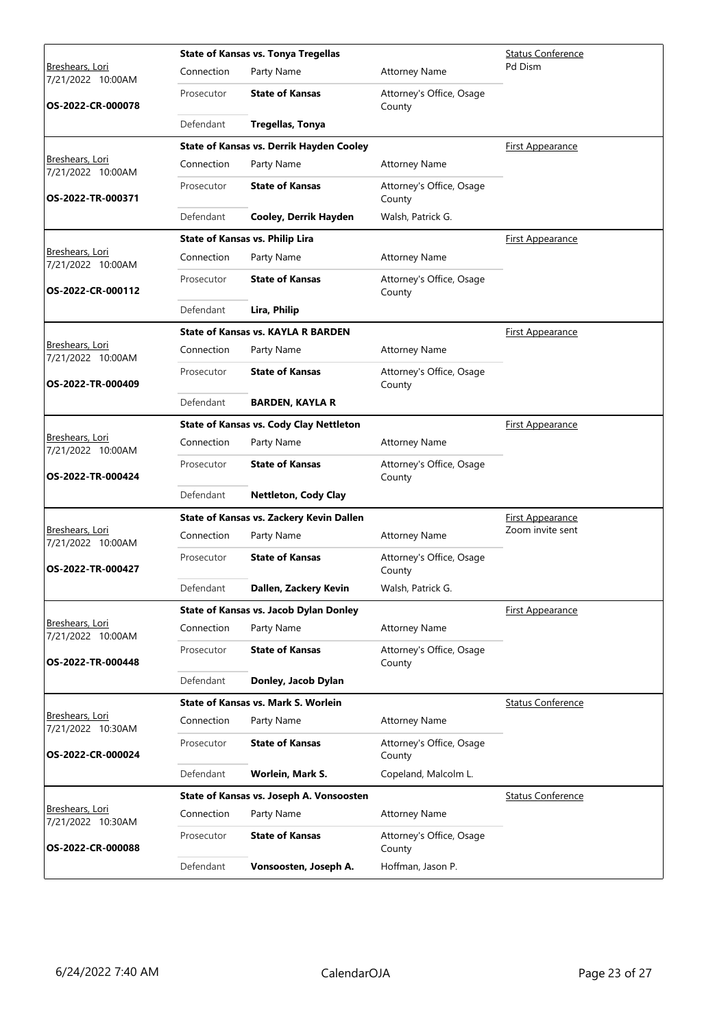| Judge / Date / Case | Case Title | Connection | Party Name | Attorney Name | Hearing Type |
|---|---|---|---|---|---|
| Breshears, Lori 7/21/2022 10:00AM **OS-2022-CR-000078** | **State of Kansas vs. Tonya Tregellas** | Prosecutor | **State of Kansas** | Attorney's Office, Osage County | Status Conference Pd Dism |
| | | Defendant | **Tregellas, Tonya** | | |
| Breshears, Lori 7/21/2022 10:00AM **OS-2022-TR-000371** | **State of Kansas vs. Derrik Hayden Cooley** | Prosecutor | **State of Kansas** | Attorney's Office, Osage County | First Appearance |
| | | Defendant | **Cooley, Derrik Hayden** | Walsh, Patrick G. | |
| Breshears, Lori 7/21/2022 10:00AM **OS-2022-CR-000112** | **State of Kansas vs. Philip Lira** | Prosecutor | **State of Kansas** | Attorney's Office, Osage County | First Appearance |
| | | Defendant | **Lira, Philip** | | |
| Breshears, Lori 7/21/2022 10:00AM **OS-2022-TR-000409** | **State of Kansas vs. KAYLA R BARDEN** | Prosecutor | **State of Kansas** | Attorney's Office, Osage County | First Appearance |
| | | Defendant | **BARDEN, KAYLA R** | | |
| Breshears, Lori 7/21/2022 10:00AM **OS-2022-TR-000424** | **State of Kansas vs. Cody Clay Nettleton** | Prosecutor | **State of Kansas** | Attorney's Office, Osage County | First Appearance |
| | | Defendant | **Nettleton, Cody Clay** | | |
| Breshears, Lori 7/21/2022 10:00AM **OS-2022-TR-000427** | **State of Kansas vs. Zackery Kevin Dallen** | Prosecutor | **State of Kansas** | Attorney's Office, Osage County | First Appearance Zoom invite sent |
| | | Defendant | **Dallen, Zackery Kevin** | Walsh, Patrick G. | |
| Breshears, Lori 7/21/2022 10:00AM **OS-2022-TR-000448** | **State of Kansas vs. Jacob Dylan Donley** | Prosecutor | **State of Kansas** | Attorney's Office, Osage County | First Appearance |
| | | Defendant | **Donley, Jacob Dylan** | | |
| Breshears, Lori 7/21/2022 10:30AM **OS-2022-CR-000024** | **State of Kansas vs. Mark S. Worlein** | Prosecutor | **State of Kansas** | Attorney's Office, Osage County | Status Conference |
| | | Defendant | **Worlein, Mark S.** | Copeland, Malcolm L. | |
| Breshears, Lori 7/21/2022 10:30AM **OS-2022-CR-000088** | **State of Kansas vs. Joseph A. Vonsoosten** | Prosecutor | **State of Kansas** | Attorney's Office, Osage County | Status Conference |
| | | Defendant | **Vonsoosten, Joseph A.** | Hoffman, Jason P. | |

6/24/2022 7:40 AM CalendarOJA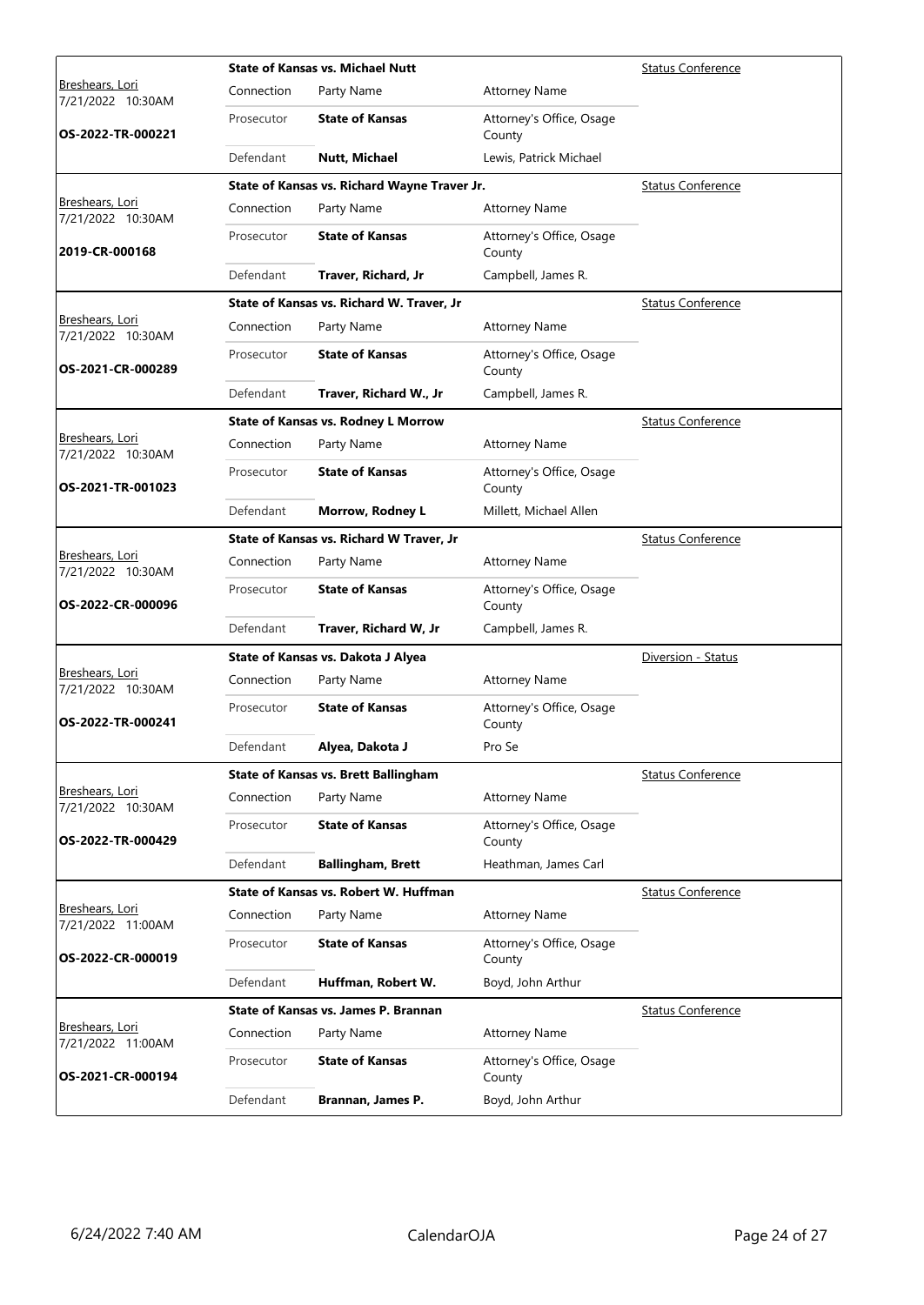| Judge / Date / Case | Case Title | | | Hearing Type |
|---|---|---|---|---|
| Breshears, Lori<br>7/21/2022 10:30AM<br>**OS-2022-TR-000221** | **State of Kansas vs. Michael Nutt** | | | Status Conference |
| | Connection | Party Name | Attorney Name | |
| | Prosecutor | **State of Kansas** | Attorney's Office, Osage County | |
| | Defendant | **Nutt, Michael** | Lewis, Patrick Michael | |
| Breshears, Lori<br>7/21/2022 10:30AM<br>**2019-CR-000168** | **State of Kansas vs. Richard Wayne Traver Jr.** | | | Status Conference |
| | Connection | Party Name | Attorney Name | |
| | Prosecutor | **State of Kansas** | Attorney's Office, Osage County | |
| | Defendant | **Traver, Richard, Jr** | Campbell, James R. | |
| Breshears, Lori<br>7/21/2022 10:30AM<br>**OS-2021-CR-000289** | **State of Kansas vs. Richard W. Traver, Jr** | | | Status Conference |
| | Connection | Party Name | Attorney Name | |
| | Prosecutor | **State of Kansas** | Attorney's Office, Osage County | |
| | Defendant | **Traver, Richard W., Jr** | Campbell, James R. | |
| Breshears, Lori<br>7/21/2022 10:30AM<br>**OS-2021-TR-001023** | **State of Kansas vs. Rodney L Morrow** | | | Status Conference |
| | Connection | Party Name | Attorney Name | |
| | Prosecutor | **State of Kansas** | Attorney's Office, Osage County | |
| | Defendant | **Morrow, Rodney L** | Millett, Michael Allen | |
| Breshears, Lori<br>7/21/2022 10:30AM<br>**OS-2022-CR-000096** | **State of Kansas vs. Richard W Traver, Jr** | | | Status Conference |
| | Connection | Party Name | Attorney Name | |
| | Prosecutor | **State of Kansas** | Attorney's Office, Osage County | |
| | Defendant | **Traver, Richard W, Jr** | Campbell, James R. | |
| Breshears, Lori<br>7/21/2022 10:30AM<br>**OS-2022-TR-000241** | **State of Kansas vs. Dakota J Alyea** | | | Diversion - Status |
| | Connection | Party Name | Attorney Name | |
| | Prosecutor | **State of Kansas** | Attorney's Office, Osage County | |
| | Defendant | **Alyea, Dakota J** | Pro Se | |
| Breshears, Lori<br>7/21/2022 10:30AM<br>**OS-2022-TR-000429** | **State of Kansas vs. Brett Ballingham** | | | Status Conference |
| | Connection | Party Name | Attorney Name | |
| | Prosecutor | **State of Kansas** | Attorney's Office, Osage County | |
| | Defendant | **Ballingham, Brett** | Heathman, James Carl | |
| Breshears, Lori<br>7/21/2022 11:00AM<br>**OS-2022-CR-000019** | **State of Kansas vs. Robert W. Huffman** | | | Status Conference |
| | Connection | Party Name | Attorney Name | |
| | Prosecutor | **State of Kansas** | Attorney's Office, Osage County | |
| | Defendant | **Huffman, Robert W.** | Boyd, John Arthur | |
| Breshears, Lori<br>7/21/2022 11:00AM<br>**OS-2021-CR-000194** | **State of Kansas vs. James P. Brannan** | | | Status Conference |
| | Connection | Party Name | Attorney Name | |
| | Prosecutor | **State of Kansas** | Attorney's Office, Osage County | |
| | Defendant | **Brannan, James P.** | Boyd, John Arthur | |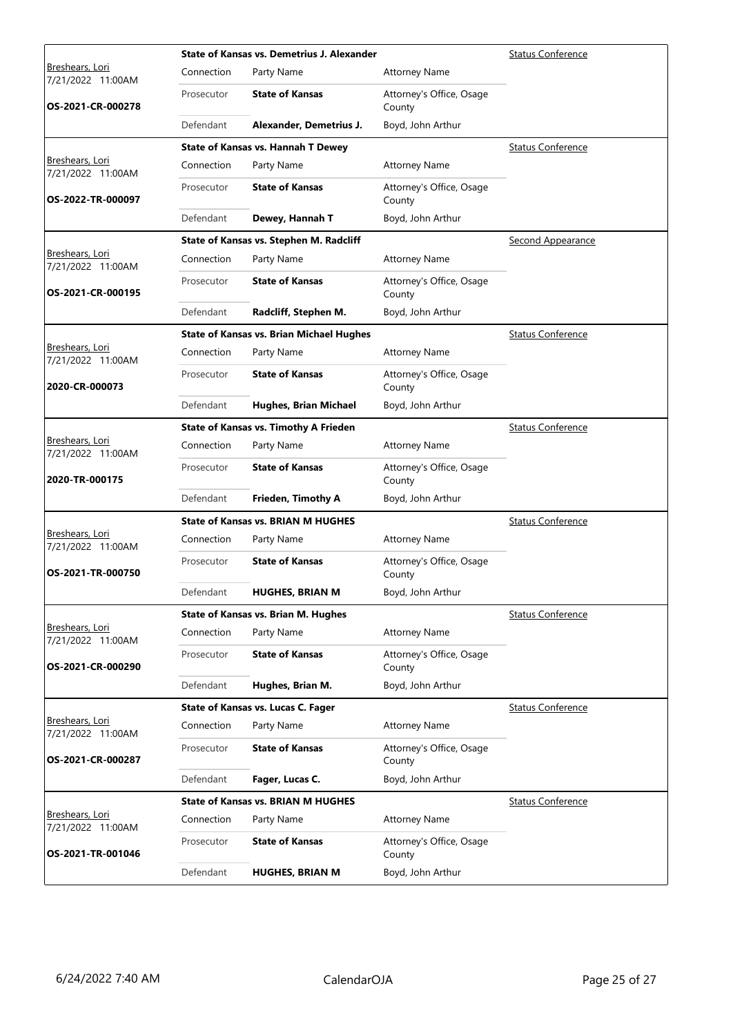| Judge / Date / Case | Case Title | Connection | Party Name | Attorney Name | Hearing Type |
|---|---|---|---|---|---|
| Breshears, Lori<br>7/21/2022 11:00AM<br>**OS-2021-CR-000278** | **State of Kansas vs. Demetrius J. Alexander** | Prosecutor | **State of Kansas** | Attorney's Office, Osage County | Status Conference |
| | | Defendant | **Alexander, Demetrius J.** | Boyd, John Arthur | |
| Breshears, Lori<br>7/21/2022 11:00AM<br>**OS-2022-TR-000097** | **State of Kansas vs. Hannah T Dewey** | Prosecutor | **State of Kansas** | Attorney's Office, Osage County | Status Conference |
| | | Defendant | **Dewey, Hannah T** | Boyd, John Arthur | |
| Breshears, Lori<br>7/21/2022 11:00AM<br>**OS-2021-CR-000195** | **State of Kansas vs. Stephen M. Radcliff** | Prosecutor | **State of Kansas** | Attorney's Office, Osage County | Second Appearance |
| | | Defendant | **Radcliff, Stephen M.** | Boyd, John Arthur | |
| Breshears, Lori<br>7/21/2022 11:00AM<br>**2020-CR-000073** | **State of Kansas vs. Brian Michael Hughes** | Prosecutor | **State of Kansas** | Attorney's Office, Osage County | Status Conference |
| | | Defendant | **Hughes, Brian Michael** | Boyd, John Arthur | |
| Breshears, Lori<br>7/21/2022 11:00AM<br>**2020-TR-000175** | **State of Kansas vs. Timothy A Frieden** | Prosecutor | **State of Kansas** | Attorney's Office, Osage County | Status Conference |
| | | Defendant | **Frieden, Timothy A** | Boyd, John Arthur | |
| Breshears, Lori<br>7/21/2022 11:00AM<br>**OS-2021-TR-000750** | **State of Kansas vs. BRIAN M HUGHES** | Prosecutor | **State of Kansas** | Attorney's Office, Osage County | Status Conference |
| | | Defendant | **HUGHES, BRIAN M** | Boyd, John Arthur | |
| Breshears, Lori<br>7/21/2022 11:00AM<br>**OS-2021-CR-000290** | **State of Kansas vs. Brian M. Hughes** | Prosecutor | **State of Kansas** | Attorney's Office, Osage County | Status Conference |
| | | Defendant | **Hughes, Brian M.** | Boyd, John Arthur | |
| Breshears, Lori<br>7/21/2022 11:00AM<br>**OS-2021-CR-000287** | **State of Kansas vs. Lucas C. Fager** | Prosecutor | **State of Kansas** | Attorney's Office, Osage County | Status Conference |
| | | Defendant | **Fager, Lucas C.** | Boyd, John Arthur | |
| Breshears, Lori<br>7/21/2022 11:00AM<br>**OS-2021-TR-001046** | **State of Kansas vs. BRIAN M HUGHES** | Prosecutor | **State of Kansas** | Attorney's Office, Osage County | Status Conference |
| | | Defendant | **HUGHES, BRIAN M** | Boyd, John Arthur | |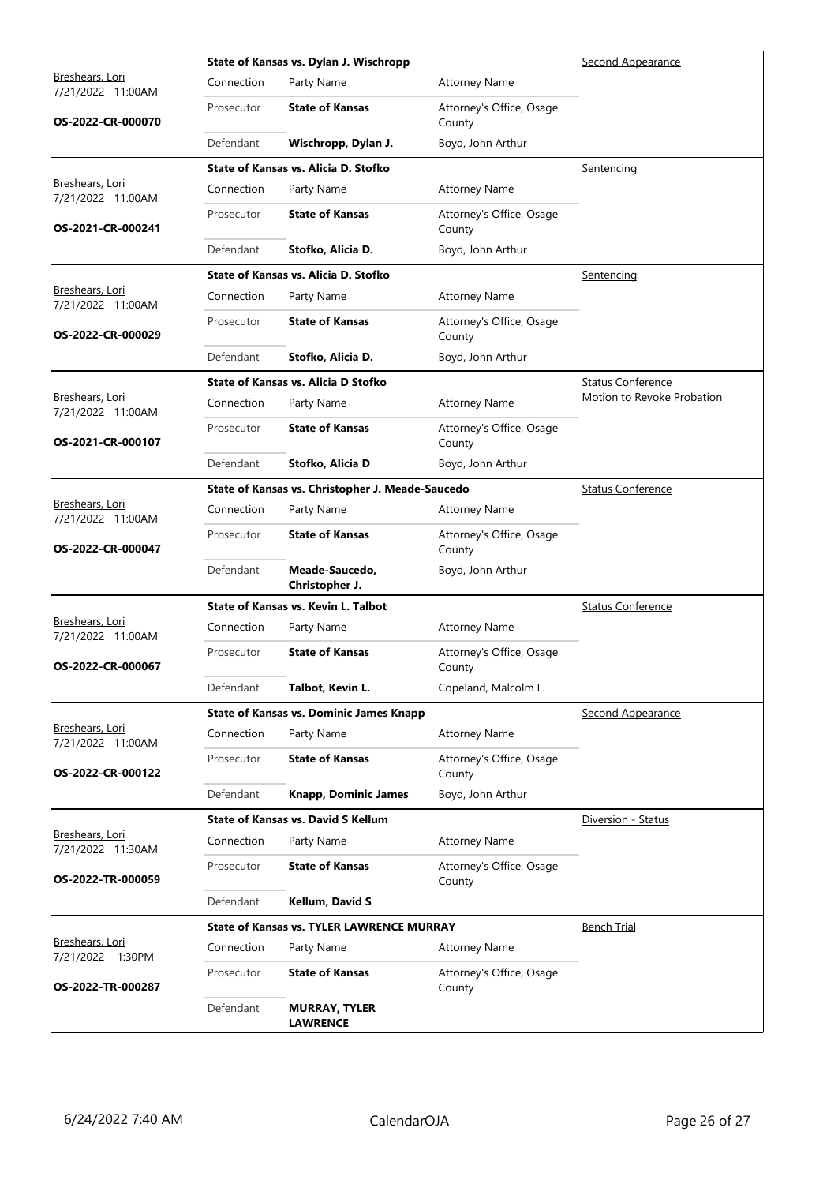| Judge / Date / Case | Case Title | Connection | Party Name | Attorney Name | Hearing Type |
|---|---|---|---|---|---|
| Breshears, Lori 7/21/2022 11:00AM **OS-2022-CR-000070** | **State of Kansas vs. Dylan J. Wischropp** | Prosecutor | **State of Kansas** | Attorney's Office, Osage County | Second Appearance |
| | | Defendant | **Wischropp, Dylan J.** | Boyd, John Arthur | |
| Breshears, Lori 7/21/2022 11:00AM **OS-2021-CR-000241** | **State of Kansas vs. Alicia D. Stofko** | Prosecutor | **State of Kansas** | Attorney's Office, Osage County | Sentencing |
| | | Defendant | **Stofko, Alicia D.** | Boyd, John Arthur | |
| Breshears, Lori 7/21/2022 11:00AM **OS-2022-CR-000029** | **State of Kansas vs. Alicia D. Stofko** | Prosecutor | **State of Kansas** | Attorney's Office, Osage County | Sentencing |
| | | Defendant | **Stofko, Alicia D.** | Boyd, John Arthur | |
| Breshears, Lori 7/21/2022 11:00AM **OS-2021-CR-000107** | **State of Kansas vs. Alicia D Stofko** | Prosecutor | **State of Kansas** | Attorney's Office, Osage County | Status Conference Motion to Revoke Probation |
| | | Defendant | **Stofko, Alicia D** | Boyd, John Arthur | |
| Breshears, Lori 7/21/2022 11:00AM **OS-2022-CR-000047** | **State of Kansas vs. Christopher J. Meade-Saucedo** | Prosecutor | **State of Kansas** | Attorney's Office, Osage County | Status Conference |
| | | Defendant | **Meade-Saucedo, Christopher J.** | Boyd, John Arthur | |
| Breshears, Lori 7/21/2022 11:00AM **OS-2022-CR-000067** | **State of Kansas vs. Kevin L. Talbot** | Prosecutor | **State of Kansas** | Attorney's Office, Osage County | Status Conference |
| | | Defendant | **Talbot, Kevin L.** | Copeland, Malcolm L. | |
| Breshears, Lori 7/21/2022 11:00AM **OS-2022-CR-000122** | **State of Kansas vs. Dominic James Knapp** | Prosecutor | **State of Kansas** | Attorney's Office, Osage County | Second Appearance |
| | | Defendant | **Knapp, Dominic James** | Boyd, John Arthur | |
| Breshears, Lori 7/21/2022 11:30AM **OS-2022-TR-000059** | **State of Kansas vs. David S Kellum** | Prosecutor | **State of Kansas** | Attorney's Office, Osage County | Diversion - Status |
| | | Defendant | **Kellum, David S** | | |
| Breshears, Lori 7/21/2022 1:30PM **OS-2022-TR-000287** | **State of Kansas vs. TYLER LAWRENCE MURRAY** | Prosecutor | **State of Kansas** | Attorney's Office, Osage County | Bench Trial |
| | | Defendant | **MURRAY, TYLER LAWRENCE** | | |

6/24/2022 7:40 AM CalendarOJA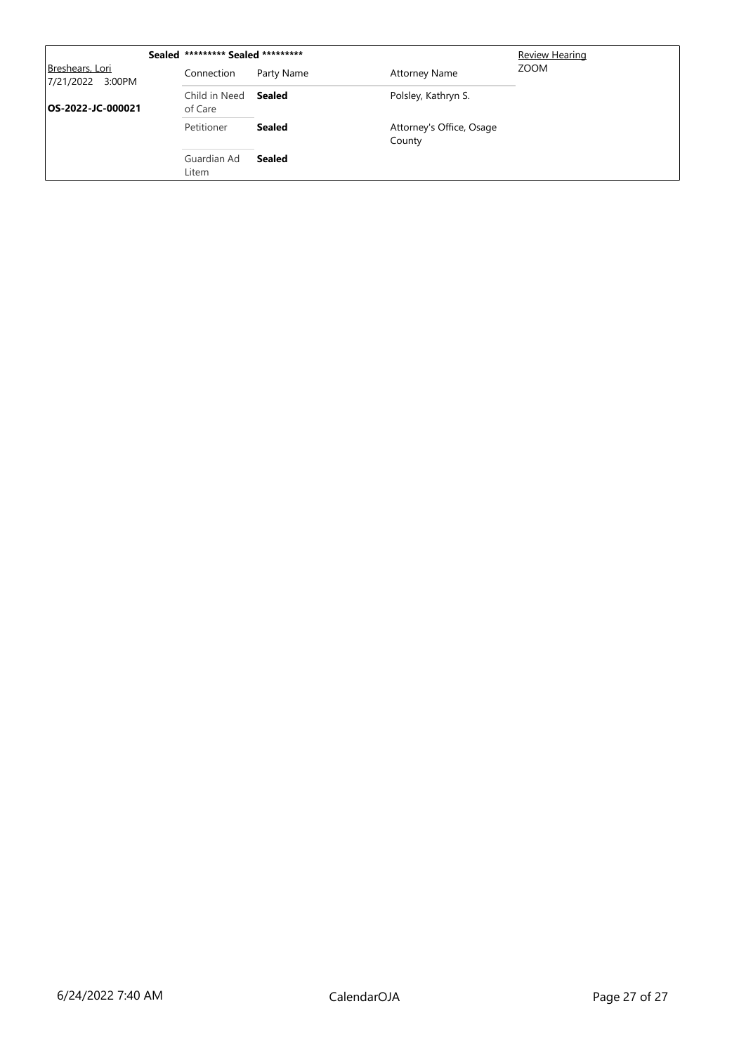| | Sealed ********* Sealed ********* | | | Review Hearing |
|---|---|---|---|---|
| Breshears, Lori<br>7/21/2022 3:00PM | Connection | Party Name | Attorney Name | ZOOM |
| **OS-2022-JC-000021** | Child in Need of Care | **Sealed** | Polsley, Kathryn S. | |
| | Petitioner | **Sealed** | Attorney's Office, Osage County | |
| | Guardian Ad Litem | **Sealed** | | |

6/24/2022 7:40 AM CalendarOJA